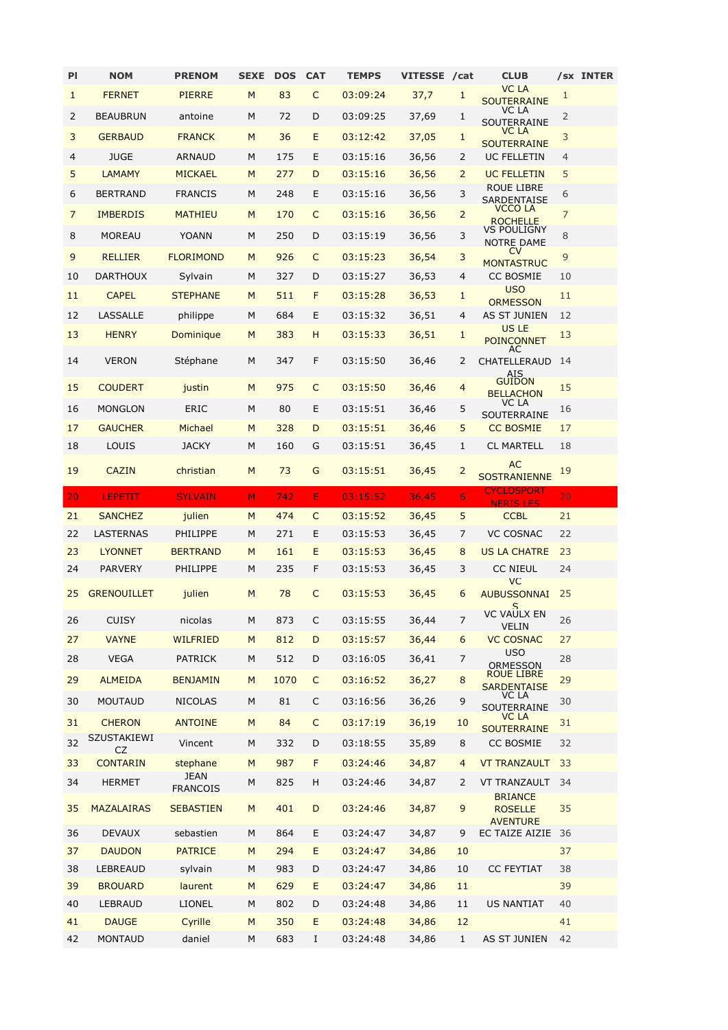| Pl | NOM | PRENOM | SEXE | DOS | CAT | TEMPS | VITESSE | /cat | CLUB | /sx | INTER |
|---|---|---|---|---|---|---|---|---|---|---|---|
| 1 | FERNET | PIERRE | M | 83 | C | 03:09:24 | 37,7 | 1 | VC LA SOUTERRAINE | 1 | |
| 2 | BEAUBRUN | antoine | M | 72 | D | 03:09:25 | 37,69 | 1 | VC LA SOUTERRAINE | 2 | |
| 3 | GERBAUD | FRANCK | M | 36 | E | 03:12:42 | 37,05 | 1 | VC LA SOUTERRAINE | 3 | |
| 4 | JUGE | ARNAUD | M | 175 | E | 03:15:16 | 36,56 | 2 | UC FELLETIN | 4 | |
| 5 | LAMAMY | MICKAEL | M | 277 | D | 03:15:16 | 36,56 | 2 | UC FELLETIN | 5 | |
| 6 | BERTRAND | FRANCIS | M | 248 | E | 03:15:16 | 36,56 | 3 | ROUE LIBRE SARDENTAISE | 6 | |
| 7 | IMBERDIS | MATHIEU | M | 170 | C | 03:15:16 | 36,56 | 2 | VCCO LA ROCHELLE | 7 | |
| 8 | MOREAU | YOANN | M | 250 | D | 03:15:19 | 36,56 | 3 | VS POULIGNY NOTRE DAME | 8 | |
| 9 | RELLIER | FLORIMOND | M | 926 | C | 03:15:23 | 36,54 | 3 | CV MONTASTRUC | 9 | |
| 10 | DARTHOUX | Sylvain | M | 327 | D | 03:15:27 | 36,53 | 4 | CC BOSMIE | 10 | |
| 11 | CAPEL | STEPHANE | M | 511 | F | 03:15:28 | 36,53 | 1 | USO ORMESSON | 11 | |
| 12 | LASSALLE | philippe | M | 684 | E | 03:15:32 | 36,51 | 4 | AS ST JUNIEN | 12 | |
| 13 | HENRY | Dominique | M | 383 | H | 03:15:33 | 36,51 | 1 | US LE POINCONNET | 13 | |
| 14 | VERON | Stéphane | M | 347 | F | 03:15:50 | 36,46 | 2 | AC CHATELLERAUD AIS | 14 | |
| 15 | COUDERT | justin | M | 975 | C | 03:15:50 | 36,46 | 4 | GUIDON BELLACHON | 15 | |
| 16 | MONGLON | ERIC | M | 80 | E | 03:15:51 | 36,46 | 5 | VC LA SOUTERRAINE | 16 | |
| 17 | GAUCHER | Michael | M | 328 | D | 03:15:51 | 36,46 | 5 | CC BOSMIE | 17 | |
| 18 | LOUIS | JACKY | M | 160 | G | 03:15:51 | 36,45 | 1 | CL MARTELL | 18 | |
| 19 | CAZIN | christian | M | 73 | G | 03:15:51 | 36,45 | 2 | AC SOSTRANIENNE | 19 | |
| 20 | LEPETIT | SYLVAIN | M | 742 | E | 03:15:52 | 36,45 | 6 | CYCLOSPORT NERIS LES | 20 | |
| 21 | SANCHEZ | julien | M | 474 | C | 03:15:52 | 36,45 | 5 | CCBL | 21 | |
| 22 | LASTERNAS | PHILIPPE | M | 271 | E | 03:15:53 | 36,45 | 7 | VC COSNAC | 22 | |
| 23 | LYONNET | BERTRAND | M | 161 | E | 03:15:53 | 36,45 | 8 | US LA CHATRE | 23 | |
| 24 | PARVERY | PHILIPPE | M | 235 | F | 03:15:53 | 36,45 | 3 | CC NIEUL | 24 | |
| 25 | GRENOUILLET | julien | M | 78 | C | 03:15:53 | 36,45 | 6 | VC AUBUSSONNAIS | 25 | |
| 26 | CUISY | nicolas | M | 873 | C | 03:15:55 | 36,44 | 7 | VC VAULX EN VELIN | 26 | |
| 27 | VAYNE | WILFRIED | M | 812 | D | 03:15:57 | 36,44 | 6 | VC COSNAC | 27 | |
| 28 | VEGA | PATRICK | M | 512 | D | 03:16:05 | 36,41 | 7 | USO ORMESSON | 28 | |
| 29 | ALMEIDA | BENJAMIN | M | 1070 | C | 03:16:52 | 36,27 | 8 | ROUE LIBRE SARDENTAISE | 29 | |
| 30 | MOUTAUD | NICOLAS | M | 81 | C | 03:16:56 | 36,26 | 9 | VC LA SOUTERRAINE | 30 | |
| 31 | CHERON | ANTOINE | M | 84 | C | 03:17:19 | 36,19 | 10 | VC LA SOUTERRAINE | 31 | |
| 32 | SZUSTAKIEWICZ | Vincent | M | 332 | D | 03:18:55 | 35,89 | 8 | CC BOSMIE | 32 | |
| 33 | CONTARIN | stephane | M | 987 | F | 03:24:46 | 34,87 | 4 | VT TRANZAULT | 33 | |
| 34 | HERMET | JEAN FRANCOIS | M | 825 | H | 03:24:46 | 34,87 | 2 | VT TRANZAULT | 34 | |
| 35 | MAZALAIRAS | SEBASTIEN | M | 401 | D | 03:24:46 | 34,87 | 9 | BRIANCE ROSELLE AVENTURE | 35 | |
| 36 | DEVAUX | sebastien | M | 864 | E | 03:24:47 | 34,87 | 9 | EC TAIZE AIZIE | 36 | |
| 37 | DAUDON | PATRICE | M | 294 | E | 03:24:47 | 34,86 | 10 | | 37 | |
| 38 | LEBREAUD | sylvain | M | 983 | D | 03:24:47 | 34,86 | 10 | CC FEYTIAT | 38 | |
| 39 | BROUARD | laurent | M | 629 | E | 03:24:47 | 34,86 | 11 | | 39 | |
| 40 | LEBRAUD | LIONEL | M | 802 | D | 03:24:48 | 34,86 | 11 | US NANTIAT | 40 | |
| 41 | DAUGE | Cyrille | M | 350 | E | 03:24:48 | 34,86 | 12 | | 41 | |
| 42 | MONTAUD | daniel | M | 683 | I | 03:24:48 | 34,86 | 1 | AS ST JUNIEN | 42 | |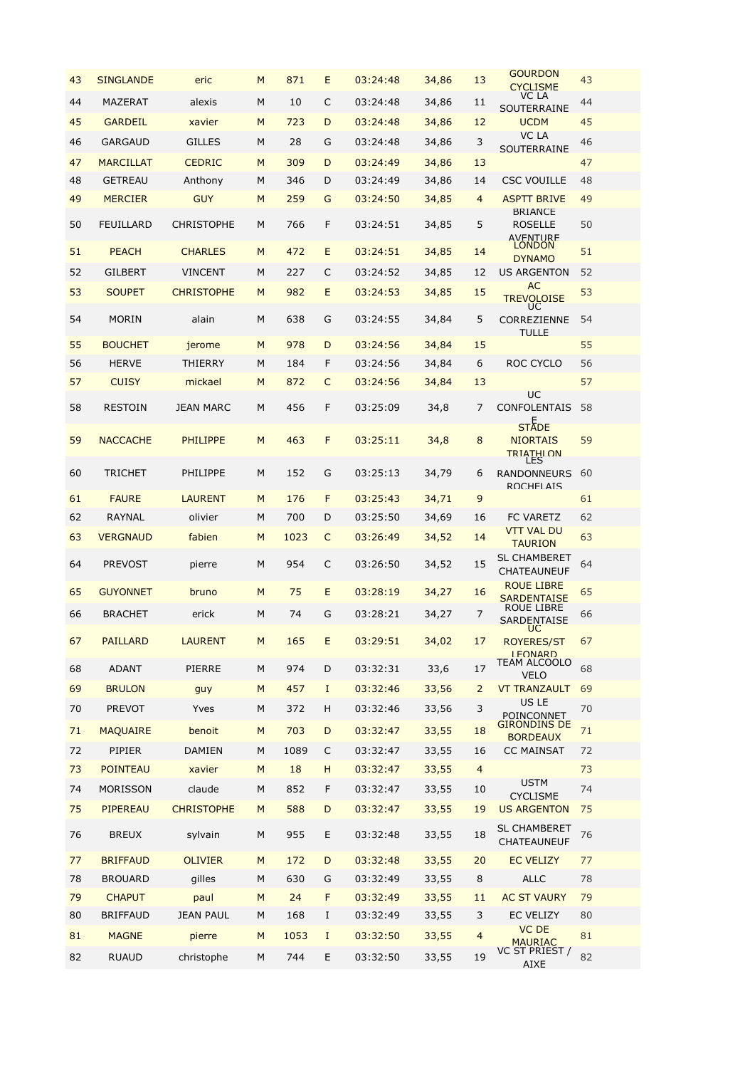| 43 | SINGLANDE | eric | M | 871 | E | 03:24:48 | 34,86 | 13 | GOURDON CYCLISME | 43 |
|---|---|---|---|---|---|---|---|---|---|---|
| 44 | MAZERAT | alexis | M | 10 | C | 03:24:48 | 34,86 | 11 | VC LA SOUTERRAINE | 44 |
| 45 | GARDEIL | xavier | M | 723 | D | 03:24:48 | 34,86 | 12 | UCDM | 45 |
| 46 | GARGAUD | GILLES | M | 28 | G | 03:24:48 | 34,86 | 3 | VC LA SOUTERRAINE | 46 |
| 47 | MARCILLAT | CEDRIC | M | 309 | D | 03:24:49 | 34,86 | 13 | | 47 |
| 48 | GETREAU | Anthony | M | 346 | D | 03:24:49 | 34,86 | 14 | CSC VOUILLE | 48 |
| 49 | MERCIER | GUY | M | 259 | G | 03:24:50 | 34,85 | 4 | ASPTT BRIVE | 49 |
| 50 | FEUILLARD | CHRISTOPHE | M | 766 | F | 03:24:51 | 34,85 | 5 | BRIANCE ROSELLE AVENTURE | 50 |
| 51 | PEACH | CHARLES | M | 472 | E | 03:24:51 | 34,85 | 14 | LONDON DYNAMO | 51 |
| 52 | GILBERT | VINCENT | M | 227 | C | 03:24:52 | 34,85 | 12 | US ARGENTON | 52 |
| 53 | SOUPET | CHRISTOPHE | M | 982 | E | 03:24:53 | 34,85 | 15 | AC TREVOLOISE | 53 |
| 54 | MORIN | alain | M | 638 | G | 03:24:55 | 34,84 | 5 | UC CORREZIENNE TULLE | 54 |
| 55 | BOUCHET | jerome | M | 978 | D | 03:24:56 | 34,84 | 15 | | 55 |
| 56 | HERVE | THIERRY | M | 184 | F | 03:24:56 | 34,84 | 6 | ROC CYCLO | 56 |
| 57 | CUISY | mickael | M | 872 | C | 03:24:56 | 34,84 | 13 | | 57 |
| 58 | RESTOIN | JEAN MARC | M | 456 | F | 03:25:09 | 34,8 | 7 | UC CONFOLENTAISE | 58 |
| 59 | NACCACHE | PHILIPPE | M | 463 | F | 03:25:11 | 34,8 | 8 | STADE NIORTAIS TRIATHLON | 59 |
| 60 | TRICHET | PHILIPPE | M | 152 | G | 03:25:13 | 34,79 | 6 | LES RANDONNEURS ROCHELAIS | 60 |
| 61 | FAURE | LAURENT | M | 176 | F | 03:25:43 | 34,71 | 9 | | 61 |
| 62 | RAYNAL | olivier | M | 700 | D | 03:25:50 | 34,69 | 16 | FC VARETZ | 62 |
| 63 | VERGNAUD | fabien | M | 1023 | C | 03:26:49 | 34,52 | 14 | VTT VAL DU TAURION | 63 |
| 64 | PREVOST | pierre | M | 954 | C | 03:26:50 | 34,52 | 15 | SL CHAMBERET CHATEAUNEUF | 64 |
| 65 | GUYONNET | bruno | M | 75 | E | 03:28:19 | 34,27 | 16 | ROUE LIBRE SARDENTAISE | 65 |
| 66 | BRACHET | erick | M | 74 | G | 03:28:21 | 34,27 | 7 | ROUE LIBRE SARDENTAISE | 66 |
| 67 | PAILLARD | LAURENT | M | 165 | E | 03:29:51 | 34,02 | 17 | UC ROYERES/ST LEONARD | 67 |
| 68 | ADANT | PIERRE | M | 974 | D | 03:32:31 | 33,6 | 17 | TEAM ALCOOLO VELO | 68 |
| 69 | BRULON | guy | M | 457 | I | 03:32:46 | 33,56 | 2 | VT TRANZAULT | 69 |
| 70 | PREVOT | Yves | M | 372 | H | 03:32:46 | 33,56 | 3 | US LE POINCONNET | 70 |
| 71 | MAQUAIRE | benoit | M | 703 | D | 03:32:47 | 33,55 | 18 | GIRONDINS DE BORDEAUX | 71 |
| 72 | PIPIER | DAMIEN | M | 1089 | C | 03:32:47 | 33,55 | 16 | CC MAINSAT | 72 |
| 73 | POINTEAU | xavier | M | 18 | H | 03:32:47 | 33,55 | 4 | | 73 |
| 74 | MORISSON | claude | M | 852 | F | 03:32:47 | 33,55 | 10 | USTM CYCLISME | 74 |
| 75 | PIPEREAU | CHRISTOPHE | M | 588 | D | 03:32:47 | 33,55 | 19 | US ARGENTON | 75 |
| 76 | BREUX | sylvain | M | 955 | E | 03:32:48 | 33,55 | 18 | SL CHAMBERET CHATEAUNEUF | 76 |
| 77 | BRIFFAUD | OLIVIER | M | 172 | D | 03:32:48 | 33,55 | 20 | EC VELIZY | 77 |
| 78 | BROUARD | gilles | M | 630 | G | 03:32:49 | 33,55 | 8 | ALLC | 78 |
| 79 | CHAPUT | paul | M | 24 | F | 03:32:49 | 33,55 | 11 | AC ST VAURY | 79 |
| 80 | BRIFFAUD | JEAN PAUL | M | 168 | I | 03:32:49 | 33,55 | 3 | EC VELIZY | 80 |
| 81 | MAGNE | pierre | M | 1053 | I | 03:32:50 | 33,55 | 4 | VC DE MAURIAC | 81 |
| 82 | RUAUD | christophe | M | 744 | E | 03:32:50 | 33,55 | 19 | VC ST PRIEST / AIXE | 82 |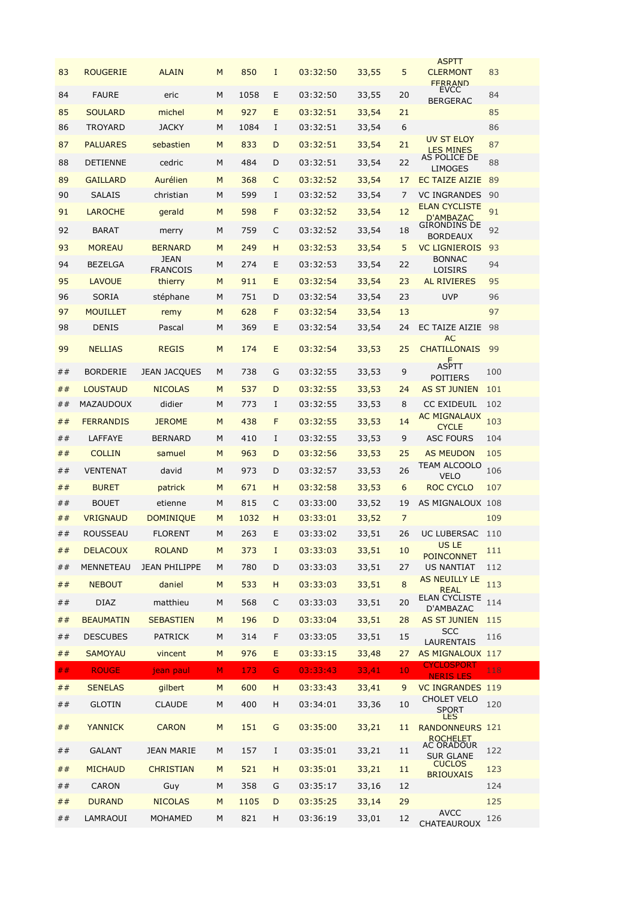| | | | | | | | | | | |
|---|---|---|---|---|---|---|---|---|---|---|
| 83 | ROUGERIE | ALAIN | M | 850 | I | 03:32:50 | 33,55 | 5 | ASPTT CLERMONT FERRAND | 83 |
| 84 | FAURE | eric | M | 1058 | E | 03:32:50 | 33,55 | 20 | EVCC BERGERAC | 84 |
| 85 | SOULARD | michel | M | 927 | E | 03:32:51 | 33,54 | 21 | | 85 |
| 86 | TROYARD | JACKY | M | 1084 | I | 03:32:51 | 33,54 | 6 | | 86 |
| 87 | PALUARES | sebastien | M | 833 | D | 03:32:51 | 33,54 | 21 | UV ST ELOY LES MINES | 87 |
| 88 | DETIENNE | cedric | M | 484 | D | 03:32:51 | 33,54 | 22 | AS POLICE DE LIMOGES | 88 |
| 89 | GAILLARD | Aurélien | M | 368 | C | 03:32:52 | 33,54 | 17 | EC TAIZE AIZIE | 89 |
| 90 | SALAIS | christian | M | 599 | I | 03:32:52 | 33,54 | 7 | VC INGRANDES | 90 |
| 91 | LAROCHE | gerald | M | 598 | F | 03:32:52 | 33,54 | 12 | ELAN CYCLISTE D'AMBAZAC | 91 |
| 92 | BARAT | merry | M | 759 | C | 03:32:52 | 33,54 | 18 | GIRONDINS DE BORDEAUX | 92 |
| 93 | MOREAU | BERNARD | M | 249 | H | 03:32:53 | 33,54 | 5 | VC LIGNIEROIS | 93 |
| 94 | BEZELGA | JEAN FRANCOIS | M | 274 | E | 03:32:53 | 33,54 | 22 | BONNAC LOISIRS | 94 |
| 95 | LAVOUE | thierry | M | 911 | E | 03:32:54 | 33,54 | 23 | AL RIVIERES | 95 |
| 96 | SORIA | stéphane | M | 751 | D | 03:32:54 | 33,54 | 23 | UVP | 96 |
| 97 | MOUILLET | remy | M | 628 | F | 03:32:54 | 33,54 | 13 | | 97 |
| 98 | DENIS | Pascal | M | 369 | E | 03:32:54 | 33,54 | 24 | EC TAIZE AIZIE | 98 |
| 99 | NELLIAS | REGIS | M | 174 | E | 03:32:54 | 33,53 | 25 | AC CHATILLONAIS E | 99 |
| ## | BORDERIE | JEAN JACQUES | M | 738 | G | 03:32:55 | 33,53 | 9 | ASPTT POITIERS | 100 |
| ## | LOUSTAUD | NICOLAS | M | 537 | D | 03:32:55 | 33,53 | 24 | AS ST JUNIEN | 101 |
| ## | MAZAUDOUX | didier | M | 773 | I | 03:32:55 | 33,53 | 8 | CC EXIDEUIL | 102 |
| ## | FERRANDIS | JEROME | M | 438 | F | 03:32:55 | 33,53 | 14 | AC MIGNALAUX CYCLE | 103 |
| ## | LAFFAYE | BERNARD | M | 410 | I | 03:32:55 | 33,53 | 9 | ASC FOURS | 104 |
| ## | COLLIN | samuel | M | 963 | D | 03:32:56 | 33,53 | 25 | AS MEUDON | 105 |
| ## | VENTENAT | david | M | 973 | D | 03:32:57 | 33,53 | 26 | TEAM ALCOOLO VELO | 106 |
| ## | BURET | patrick | M | 671 | H | 03:32:58 | 33,53 | 6 | ROC CYCLO | 107 |
| ## | BOUET | etienne | M | 815 | C | 03:33:00 | 33,52 | 19 | AS MIGNALOUX | 108 |
| ## | VRIGNAUD | DOMINIQUE | M | 1032 | H | 03:33:01 | 33,52 | 7 | | 109 |
| ## | ROUSSEAU | FLORENT | M | 263 | E | 03:33:02 | 33,51 | 26 | UC LUBERSAC | 110 |
| ## | DELACOUX | ROLAND | M | 373 | I | 03:33:03 | 33,51 | 10 | US LE POINCONNET | 111 |
| ## | MENNETEAU | JEAN PHILIPPE | M | 780 | D | 03:33:03 | 33,51 | 27 | US NANTIAT | 112 |
| ## | NEBOUT | daniel | M | 533 | H | 03:33:03 | 33,51 | 8 | AS NEUILLY LE REAL | 113 |
| ## | DIAZ | matthieu | M | 568 | C | 03:33:03 | 33,51 | 20 | ELAN CYCLISTE D'AMBAZAC | 114 |
| ## | BEAUMATIN | SEBASTIEN | M | 196 | D | 03:33:04 | 33,51 | 28 | AS ST JUNIEN | 115 |
| ## | DESCUBES | PATRICK | M | 314 | F | 03:33:05 | 33,51 | 15 | SCC LAURENTAIS | 116 |
| ## | SAMOYAU | vincent | M | 976 | E | 03:33:15 | 33,48 | 27 | AS MIGNALOUX | 117 |
| ## | ROUGE | jean paul | M | 173 | G | 03:33:43 | 33,41 | 10 | CYCLOSPORT NERIS LES | 118 |
| ## | SENELAS | gilbert | M | 600 | H | 03:33:43 | 33,41 | 9 | VC INGRANDES | 119 |
| ## | GLOTIN | CLAUDE | M | 400 | H | 03:34:01 | 33,36 | 10 | CHOLET VELO SPORT | 120 |
| ## | YANNICK | CARON | M | 151 | G | 03:35:00 | 33,21 | 11 | LES RANDONNEURS ROCHELET | 121 |
| ## | GALANT | JEAN MARIE | M | 157 | I | 03:35:01 | 33,21 | 11 | AC ORADOUR SUR GLANE | 122 |
| ## | MICHAUD | CHRISTIAN | M | 521 | H | 03:35:01 | 33,21 | 11 | CUCLOS BRIOUXAIS | 123 |
| ## | CARON | Guy | M | 358 | G | 03:35:17 | 33,16 | 12 | | 124 |
| ## | DURAND | NICOLAS | M | 1105 | D | 03:35:25 | 33,14 | 29 | | 125 |
| ## | LAMRAOUI | MOHAMED | M | 821 | H | 03:36:19 | 33,01 | 12 | AVCC CHATEAUROUX | 126 |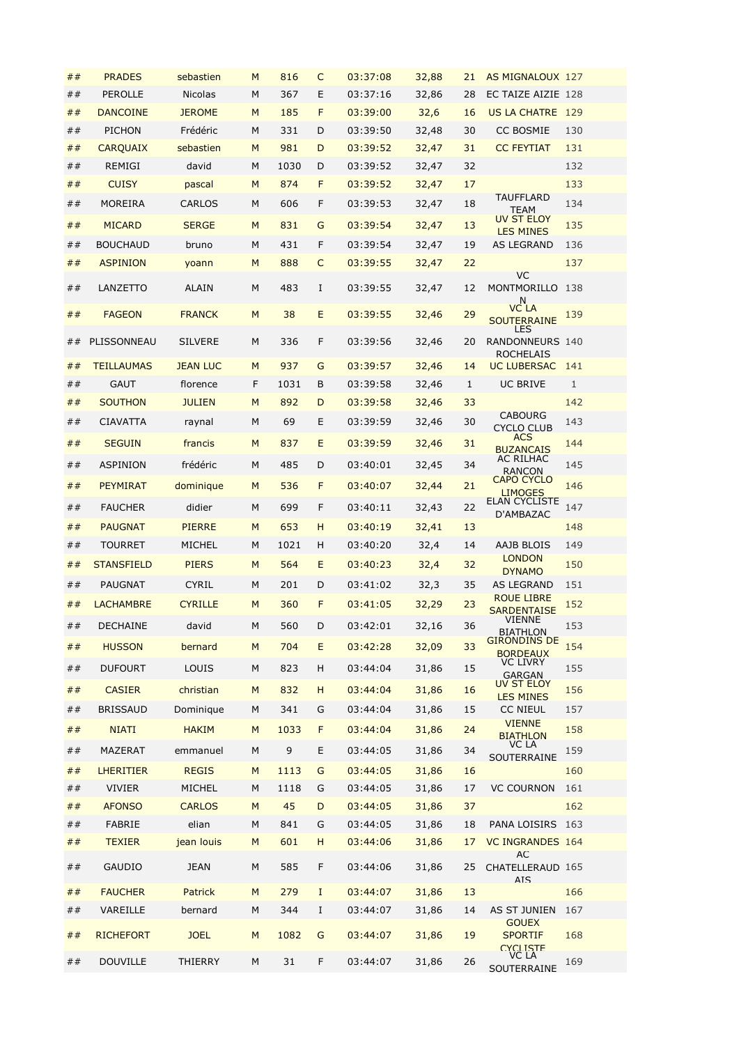| ## | PRADES | sebastien | M | 816 | C | 03:37:08 | 32,88 | 21 | AS MIGNALOUX | 127 |
|---|---|---|---|---|---|---|---|---|---|---|
| ## | PEROLLE | Nicolas | M | 367 | E | 03:37:16 | 32,86 | 28 | EC TAIZE AIZIE | 128 |
| ## | DANCOINE | JEROME | M | 185 | F | 03:39:00 | 32,6 | 16 | US LA CHATRE | 129 |
| ## | PICHON | Frédéric | M | 331 | D | 03:39:50 | 32,48 | 30 | CC BOSMIE | 130 |
| ## | CARQUAIX | sebastien | M | 981 | D | 03:39:52 | 32,47 | 31 | CC FEYTIAT | 131 |
| ## | REMIGI | david | M | 1030 | D | 03:39:52 | 32,47 | 32 | | 132 |
| ## | CUISY | pascal | M | 874 | F | 03:39:52 | 32,47 | 17 | | 133 |
| ## | MOREIRA | CARLOS | M | 606 | F | 03:39:53 | 32,47 | 18 | TAUFFLARD TEAM | 134 |
| ## | MICARD | SERGE | M | 831 | G | 03:39:54 | 32,47 | 13 | UV ST ELOY LES MINES | 135 |
| ## | BOUCHAUD | bruno | M | 431 | F | 03:39:54 | 32,47 | 19 | AS LEGRAND | 136 |
| ## | ASPINION | yoann | M | 888 | C | 03:39:55 | 32,47 | 22 | | 137 |
| ## | LANZETTO | ALAIN | M | 483 | I | 03:39:55 | 32,47 | 12 | VC MONTMORILLON | 138 |
| ## | FAGEON | FRANCK | M | 38 | E | 03:39:55 | 32,46 | 29 | VC LA SOUTERRAINE | 139 |
| ## | PLISSONNEAU | SILVERE | M | 336 | F | 03:39:56 | 32,46 | 20 | LES RANDONNEURS ROCHELAIS | 140 |
| ## | TEILLAUMAS | JEAN LUC | M | 937 | G | 03:39:57 | 32,46 | 14 | UC LUBERSAC | 141 |
| ## | GAUT | florence | F | 1031 | B | 03:39:58 | 32,46 | 1 | UC BRIVE | 1 |
| ## | SOUTHON | JULIEN | M | 892 | D | 03:39:58 | 32,46 | 33 | | 142 |
| ## | CIAVATTA | raynal | M | 69 | E | 03:39:59 | 32,46 | 30 | CABOURG CYCLO CLUB | 143 |
| ## | SEGUIN | francis | M | 837 | E | 03:39:59 | 32,46 | 31 | ACS BUZANCAIS | 144 |
| ## | ASPINION | frédéric | M | 485 | D | 03:40:01 | 32,45 | 34 | AC RILHAC RANCON | 145 |
| ## | PEYMIRAT | dominique | M | 536 | F | 03:40:07 | 32,44 | 21 | CAPO CYCLO LIMOGES | 146 |
| ## | FAUCHER | didier | M | 699 | F | 03:40:11 | 32,43 | 22 | ELAN CYCLISTE D'AMBAZAC | 147 |
| ## | PAUGNAT | PIERRE | M | 653 | H | 03:40:19 | 32,41 | 13 | | 148 |
| ## | TOURRET | MICHEL | M | 1021 | H | 03:40:20 | 32,4 | 14 | AAJB BLOIS | 149 |
| ## | STANSFIELD | PIERS | M | 564 | E | 03:40:23 | 32,4 | 32 | LONDON DYNAMO | 150 |
| ## | PAUGNAT | CYRIL | M | 201 | D | 03:41:02 | 32,3 | 35 | AS LEGRAND | 151 |
| ## | LACHAMBRE | CYRILLE | M | 360 | F | 03:41:05 | 32,29 | 23 | ROUE LIBRE SARDENTAISE | 152 |
| ## | DECHAINE | david | M | 560 | D | 03:42:01 | 32,16 | 36 | VIENNE BIATHLON | 153 |
| ## | HUSSON | bernard | M | 704 | E | 03:42:28 | 32,09 | 33 | GIRONDINS DE BORDEAUX | 154 |
| ## | DUFOURT | LOUIS | M | 823 | H | 03:44:04 | 31,86 | 15 | VC LIVRY GARGAN | 155 |
| ## | CASIER | christian | M | 832 | H | 03:44:04 | 31,86 | 16 | UV ST ELOY LES MINES | 156 |
| ## | BRISSAUD | Dominique | M | 341 | G | 03:44:04 | 31,86 | 15 | CC NIEUL | 157 |
| ## | NIATI | HAKIM | M | 1033 | F | 03:44:04 | 31,86 | 24 | VIENNE BIATHLON | 158 |
| ## | MAZERAT | emmanuel | M | 9 | E | 03:44:05 | 31,86 | 34 | VC LA SOUTERRAINE | 159 |
| ## | LHERITIER | REGIS | M | 1113 | G | 03:44:05 | 31,86 | 16 | | 160 |
| ## | VIVIER | MICHEL | M | 1118 | G | 03:44:05 | 31,86 | 17 | VC COURNON | 161 |
| ## | AFONSO | CARLOS | M | 45 | D | 03:44:05 | 31,86 | 37 | | 162 |
| ## | FABRIE | elian | M | 841 | G | 03:44:05 | 31,86 | 18 | PANA LOISIRS | 163 |
| ## | TEXIER | jean louis | M | 601 | H | 03:44:06 | 31,86 | 17 | VC INGRANDES | 164 |
| ## | GAUDIO | JEAN | M | 585 | F | 03:44:06 | 31,86 | 25 | AC CHATELLERAUD AIS | 165 |
| ## | FAUCHER | Patrick | M | 279 | I | 03:44:07 | 31,86 | 13 | | 166 |
| ## | VAREILLE | bernard | M | 344 | I | 03:44:07 | 31,86 | 14 | AS ST JUNIEN | 167 |
| ## | RICHEFORT | JOEL | M | 1082 | G | 03:44:07 | 31,86 | 19 | GOUEX SPORTIF CYCLISTE | 168 |
| ## | DOUVILLE | THIERRY | M | 31 | F | 03:44:07 | 31,86 | 26 | VC LA SOUTERRAINE | 169 |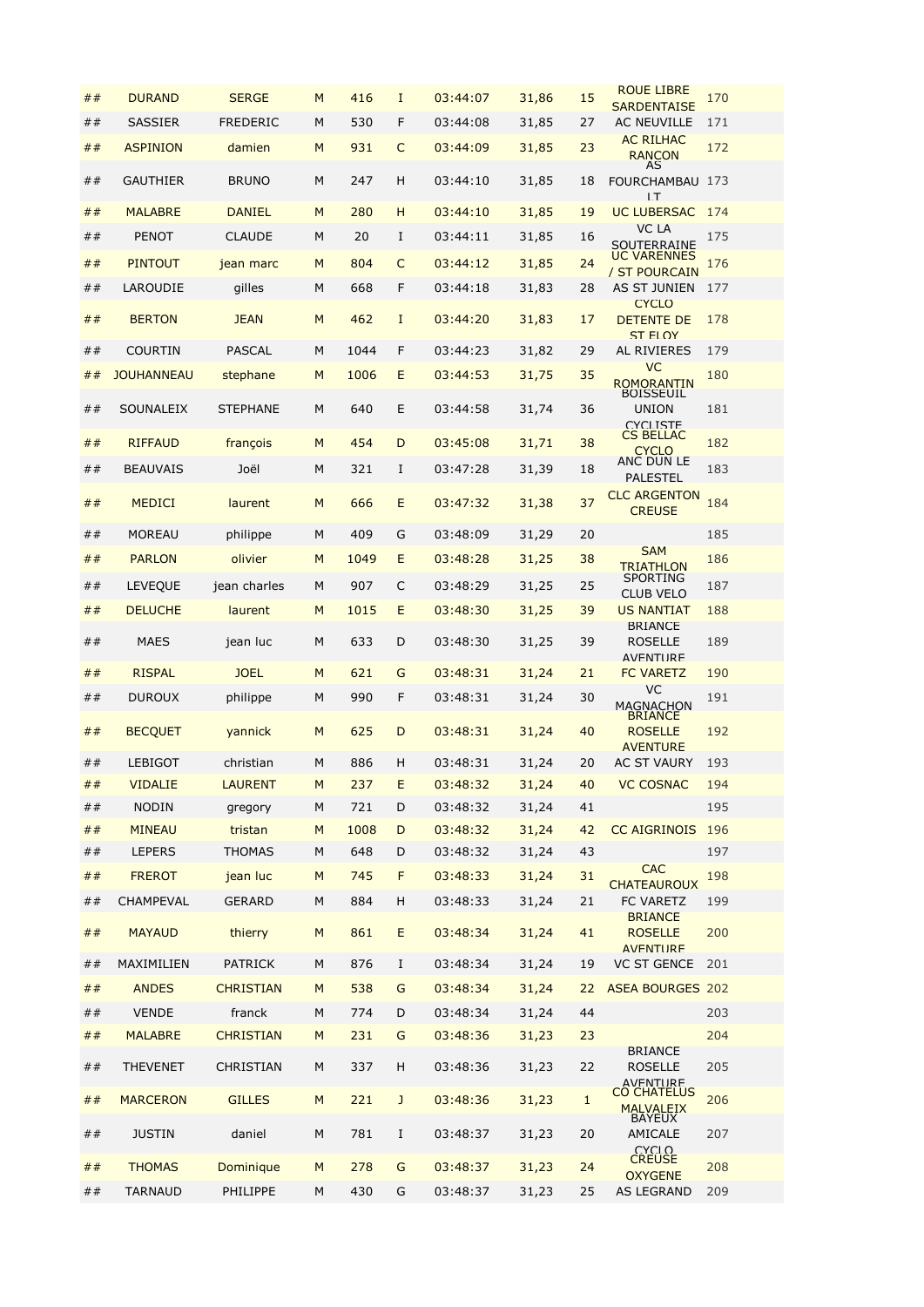| ## | DURAND | SERGE | M | 416 | I | 03:44:07 | 31,86 | 15 | ROUE LIBRE SARDENTAISE | 170 |
|---|---|---|---|---|---|---|---|---|---|---|
| ## | SASSIER | FREDERIC | M | 530 | F | 03:44:08 | 31,85 | 27 | AC NEUVILLE | 171 |
| ## | ASPINION | damien | M | 931 | C | 03:44:09 | 31,85 | 23 | AC RILHAC RANCON | 172 |
| ## | GAUTHIER | BRUNO | M | 247 | H | 03:44:10 | 31,85 | 18 | AS FOURCHAMBAULT | 173 |
| ## | MALABRE | DANIEL | M | 280 | H | 03:44:10 | 31,85 | 19 | UC LUBERSAC | 174 |
| ## | PENOT | CLAUDE | M | 20 | I | 03:44:11 | 31,85 | 16 | VC LA SOUTERRAINE | 175 |
| ## | PINTOUT | jean marc | M | 804 | C | 03:44:12 | 31,85 | 24 | UC VARENNES / ST POURCAIN | 176 |
| ## | LAROUDIE | gilles | M | 668 | F | 03:44:18 | 31,83 | 28 | AS ST JUNIEN | 177 |
| ## | BERTON | JEAN | M | 462 | I | 03:44:20 | 31,83 | 17 | CYCLO DETENTE DE ST ELOY | 178 |
| ## | COURTIN | PASCAL | M | 1044 | F | 03:44:23 | 31,82 | 29 | AL RIVIERES | 179 |
| ## | JOUHANNEAU | stephane | M | 1006 | E | 03:44:53 | 31,75 | 35 | VC ROMORANTIN | 180 |
| ## | SOUNALEIX | STEPHANE | M | 640 | E | 03:44:58 | 31,74 | 36 | BOISSEUIL UNION CYCLISTE | 181 |
| ## | RIFFAUD | françois | M | 454 | D | 03:45:08 | 31,71 | 38 | CS BELLAC CYCLO | 182 |
| ## | BEAUVAIS | Joël | M | 321 | I | 03:47:28 | 31,39 | 18 | ANC DUN LE PALESTEL | 183 |
| ## | MEDICI | laurent | M | 666 | E | 03:47:32 | 31,38 | 37 | CLC ARGENTON CREUSE | 184 |
| ## | MOREAU | philippe | M | 409 | G | 03:48:09 | 31,29 | 20 | | 185 |
| ## | PARLON | olivier | M | 1049 | E | 03:48:28 | 31,25 | 38 | SAM TRIATHLON | 186 |
| ## | LEVEQUE | jean charles | M | 907 | C | 03:48:29 | 31,25 | 25 | SPORTING CLUB VELO | 187 |
| ## | DELUCHE | laurent | M | 1015 | E | 03:48:30 | 31,25 | 39 | US NANTIAT | 188 |
| ## | MAES | jean luc | M | 633 | D | 03:48:30 | 31,25 | 39 | BRIANCE ROSELLE AVENTURE | 189 |
| ## | RISPAL | JOEL | M | 621 | G | 03:48:31 | 31,24 | 21 | FC VARETZ | 190 |
| ## | DUROUX | philippe | M | 990 | F | 03:48:31 | 31,24 | 30 | VC MAGNACHON | 191 |
| ## | BECQUET | yannick | M | 625 | D | 03:48:31 | 31,24 | 40 | BRIANCE ROSELLE AVENTURE | 192 |
| ## | LEBIGOT | christian | M | 886 | H | 03:48:31 | 31,24 | 20 | AC ST VAURY | 193 |
| ## | VIDALIE | LAURENT | M | 237 | E | 03:48:32 | 31,24 | 40 | VC COSNAC | 194 |
| ## | NODIN | gregory | M | 721 | D | 03:48:32 | 31,24 | 41 | | 195 |
| ## | MINEAU | tristan | M | 1008 | D | 03:48:32 | 31,24 | 42 | CC AIGRINOIS | 196 |
| ## | LEPERS | THOMAS | M | 648 | D | 03:48:32 | 31,24 | 43 | | 197 |
| ## | FREROT | jean luc | M | 745 | F | 03:48:33 | 31,24 | 31 | CAC CHATEAUROUX | 198 |
| ## | CHAMPEVAL | GERARD | M | 884 | H | 03:48:33 | 31,24 | 21 | FC VARETZ | 199 |
| ## | MAYAUD | thierry | M | 861 | E | 03:48:34 | 31,24 | 41 | BRIANCE ROSELLE AVENTURE | 200 |
| ## | MAXIMILIEN | PATRICK | M | 876 | I | 03:48:34 | 31,24 | 19 | VC ST GENCE | 201 |
| ## | ANDES | CHRISTIAN | M | 538 | G | 03:48:34 | 31,24 | 22 | ASEA BOURGES | 202 |
| ## | VENDE | franck | M | 774 | D | 03:48:34 | 31,24 | 44 | | 203 |
| ## | MALABRE | CHRISTIAN | M | 231 | G | 03:48:36 | 31,23 | 23 | | 204 |
| ## | THEVENET | CHRISTIAN | M | 337 | H | 03:48:36 | 31,23 | 22 | BRIANCE ROSELLE AVENTURE | 205 |
| ## | MARCERON | GILLES | M | 221 | J | 03:48:36 | 31,23 | 1 | CO CHATELUS MALVALEIX | 206 |
| ## | JUSTIN | daniel | M | 781 | I | 03:48:37 | 31,23 | 20 | BAYEUX AMICALE CYCLO | 207 |
| ## | THOMAS | Dominique | M | 278 | G | 03:48:37 | 31,23 | 24 | CREUSE OXYGENE | 208 |
| ## | TARNAUD | PHILIPPE | M | 430 | G | 03:48:37 | 31,23 | 25 | AS LEGRAND | 209 |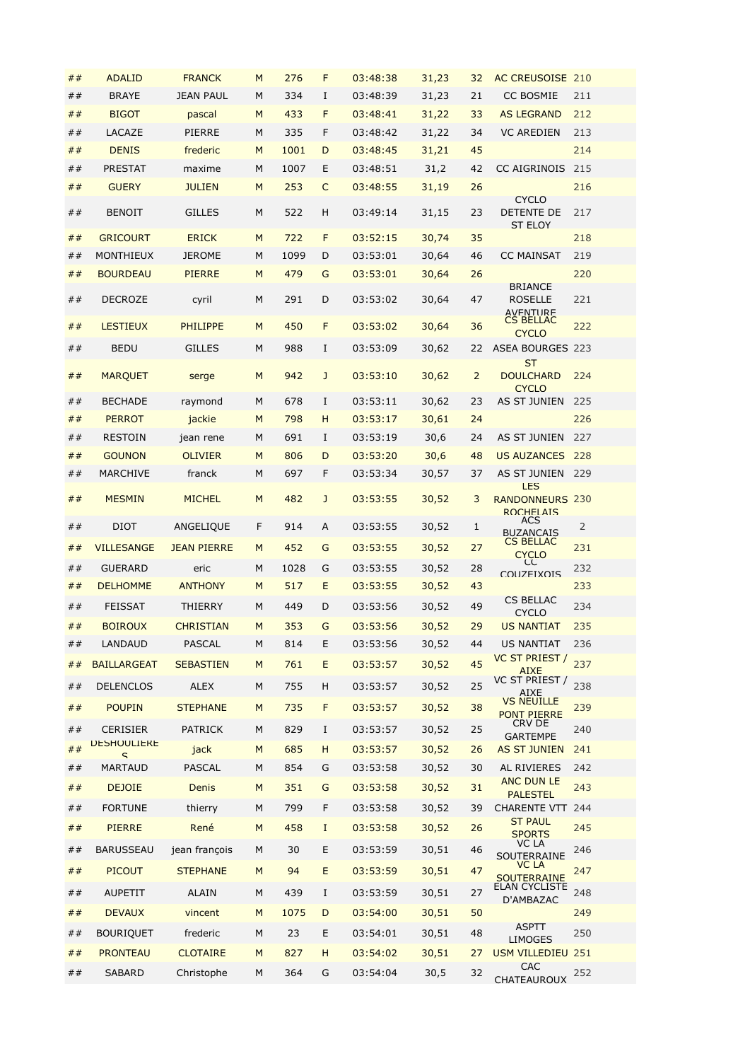| ## | ADALID | FRANCK | M | 276 | F | 03:48:38 | 31,23 | 32 | AC CREUSOISE | 210 |
|---|---|---|---|---|---|---|---|---|---|---|
| ## | BRAYE | JEAN PAUL | M | 334 | I | 03:48:39 | 31,23 | 21 | CC BOSMIE | 211 |
| ## | BIGOT | pascal | M | 433 | F | 03:48:41 | 31,22 | 33 | AS LEGRAND | 212 |
| ## | LACAZE | PIERRE | M | 335 | F | 03:48:42 | 31,22 | 34 | VC AREDIEN | 213 |
| ## | DENIS | frederic | M | 1001 | D | 03:48:45 | 31,21 | 45 | | 214 |
| ## | PRESTAT | maxime | M | 1007 | E | 03:48:51 | 31,2 | 42 | CC AIGRINOIS | 215 |
| ## | GUERY | JULIEN | M | 253 | C | 03:48:55 | 31,19 | 26 | | 216 |
| ## | BENOIT | GILLES | M | 522 | H | 03:49:14 | 31,15 | 23 | CYCLO DETENTE DE ST ELOY | 217 |
| ## | GRICOURT | ERICK | M | 722 | F | 03:52:15 | 30,74 | 35 | | 218 |
| ## | MONTHIEUX | JEROME | M | 1099 | D | 03:53:01 | 30,64 | 46 | CC MAINSAT | 219 |
| ## | BOURDEAU | PIERRE | M | 479 | G | 03:53:01 | 30,64 | 26 | | 220 |
| ## | DECROZE | cyril | M | 291 | D | 03:53:02 | 30,64 | 47 | BRIANCE ROSELLE AVENTURE | 221 |
| ## | LESTIEUX | PHILIPPE | M | 450 | F | 03:53:02 | 30,64 | 36 | CS BELLAC CYCLO | 222 |
| ## | BEDU | GILLES | M | 988 | I | 03:53:09 | 30,62 | 22 | ASEA BOURGES | 223 |
| ## | MARQUET | serge | M | 942 | J | 03:53:10 | 30,62 | 2 | ST DOULCHARD CYCLO | 224 |
| ## | BECHADE | raymond | M | 678 | I | 03:53:11 | 30,62 | 23 | AS ST JUNIEN | 225 |
| ## | PERROT | jackie | M | 798 | H | 03:53:17 | 30,61 | 24 | | 226 |
| ## | RESTOIN | jean rene | M | 691 | I | 03:53:19 | 30,6 | 24 | AS ST JUNIEN | 227 |
| ## | GOUNON | OLIVIER | M | 806 | D | 03:53:20 | 30,6 | 48 | US AUZANCES | 228 |
| ## | MARCHIVE | franck | M | 697 | F | 03:53:34 | 30,57 | 37 | AS ST JUNIEN | 229 |
| ## | MESMIN | MICHEL | M | 482 | J | 03:53:55 | 30,52 | 3 | LES RANDONNEURS ROCHELAIS | 230 |
| ## | DIOT | ANGELIQUE | F | 914 | A | 03:53:55 | 30,52 | 1 | ACS BUZANCAIS | 2 |
| ## | VILLESANGE | JEAN PIERRE | M | 452 | G | 03:53:55 | 30,52 | 27 | CS BELLAC CYCLO | 231 |
| ## | GUERARD | eric | M | 1028 | G | 03:53:55 | 30,52 | 28 | CC COUZEIXOIS | 232 |
| ## | DELHOMME | ANTHONY | M | 517 | E | 03:53:55 | 30,52 | 43 | | 233 |
| ## | FEISSAT | THIERRY | M | 449 | D | 03:53:56 | 30,52 | 49 | CS BELLAC CYCLO | 234 |
| ## | BOIROUX | CHRISTIAN | M | 353 | G | 03:53:56 | 30,52 | 29 | US NANTIAT | 235 |
| ## | LANDAUD | PASCAL | M | 814 | E | 03:53:56 | 30,52 | 44 | US NANTIAT | 236 |
| ## | BAILLARGEAT | SEBASTIEN | M | 761 | E | 03:53:57 | 30,52 | 45 | VC ST PRIEST / AIXE | 237 |
| ## | DELENCLOS | ALEX | M | 755 | H | 03:53:57 | 30,52 | 25 | VC ST PRIEST / AIXE | 238 |
| ## | POUPIN | STEPHANE | M | 735 | F | 03:53:57 | 30,52 | 38 | VS NEUILLE PONT PIERRE | 239 |
| ## | CERISIER | PATRICK | M | 829 | I | 03:53:57 | 30,52 | 25 | CRV DE GARTEMPE | 240 |
| ## | DESHOULIERES | jack | M | 685 | H | 03:53:57 | 30,52 | 26 | AS ST JUNIEN | 241 |
| ## | MARTAUD | PASCAL | M | 854 | G | 03:53:58 | 30,52 | 30 | AL RIVIERES | 242 |
| ## | DEJOIE | Denis | M | 351 | G | 03:53:58 | 30,52 | 31 | ANC DUN LE PALESTEL | 243 |
| ## | FORTUNE | thierry | M | 799 | F | 03:53:58 | 30,52 | 39 | CHARENTE VTT | 244 |
| ## | PIERRE | René | M | 458 | I | 03:53:58 | 30,52 | 26 | ST PAUL SPORTS | 245 |
| ## | BARUSSEAU | jean françois | M | 30 | E | 03:53:59 | 30,51 | 46 | VC LA SOUTERRAINE | 246 |
| ## | PICOUT | STEPHANE | M | 94 | E | 03:53:59 | 30,51 | 47 | VC LA SOUTERRAINE | 247 |
| ## | AUPETIT | ALAIN | M | 439 | I | 03:53:59 | 30,51 | 27 | ELAN CYCLISTE D'AMBAZAC | 248 |
| ## | DEVAUX | vincent | M | 1075 | D | 03:54:00 | 30,51 | 50 | | 249 |
| ## | BOURIQUET | frederic | M | 23 | E | 03:54:01 | 30,51 | 48 | ASPTT LIMOGES | 250 |
| ## | PRONTEAU | CLOTAIRE | M | 827 | H | 03:54:02 | 30,51 | 27 | USM VILLEDIEU | 251 |
| ## | SABARD | Christophe | M | 364 | G | 03:54:04 | 30,5 | 32 | CAC CHATEAUROUX | 252 |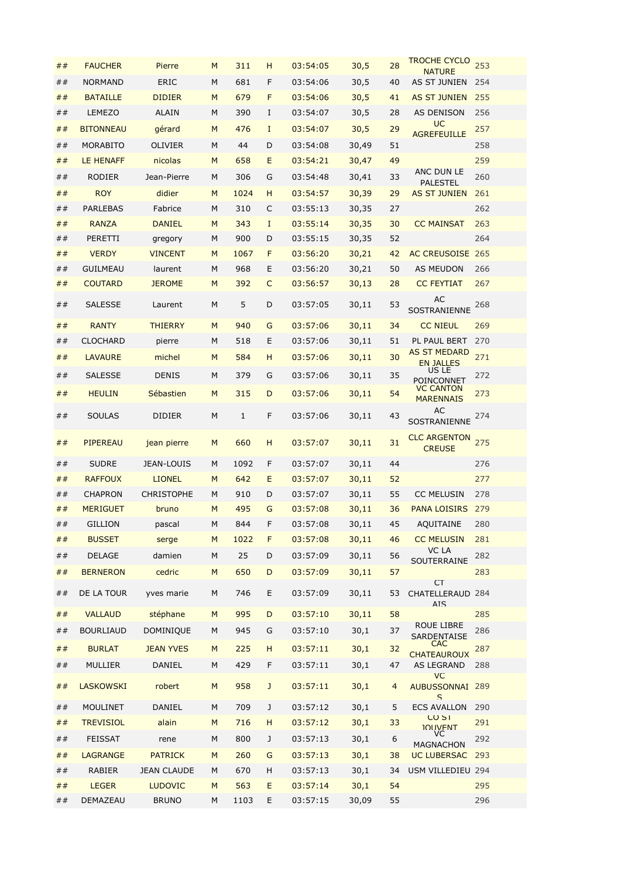| ## | FAUCHER | Pierre | M | 311 | H | 03:54:05 | 30,5 | 28 | TROCHE CYCLO NATURE | 253 |
|---|---|---|---|---|---|---|---|---|---|---|
| ## | NORMAND | ERIC | M | 681 | F | 03:54:06 | 30,5 | 40 | AS ST JUNIEN | 254 |
| ## | BATAILLE | DIDIER | M | 679 | F | 03:54:06 | 30,5 | 41 | AS ST JUNIEN | 255 |
| ## | LEMEZO | ALAIN | M | 390 | I | 03:54:07 | 30,5 | 28 | AS DENISON | 256 |
| ## | BITONNEAU | gérard | M | 476 | I | 03:54:07 | 30,5 | 29 | UC AGREFEUILLE | 257 |
| ## | MORABITO | OLIVIER | M | 44 | D | 03:54:08 | 30,49 | 51 | | 258 |
| ## | LE HENAFF | nicolas | M | 658 | E | 03:54:21 | 30,47 | 49 | | 259 |
| ## | RODIER | Jean-Pierre | M | 306 | G | 03:54:48 | 30,41 | 33 | ANC DUN LE PALESTEL | 260 |
| ## | ROY | didier | M | 1024 | H | 03:54:57 | 30,39 | 29 | AS ST JUNIEN | 261 |
| ## | PARLEBAS | Fabrice | M | 310 | C | 03:55:13 | 30,35 | 27 | | 262 |
| ## | RANZA | DANIEL | M | 343 | I | 03:55:14 | 30,35 | 30 | CC MAINSAT | 263 |
| ## | PERETTI | gregory | M | 900 | D | 03:55:15 | 30,35 | 52 | | 264 |
| ## | VERDY | VINCENT | M | 1067 | F | 03:56:20 | 30,21 | 42 | AC CREUSOISE | 265 |
| ## | GUILMEAU | laurent | M | 968 | E | 03:56:20 | 30,21 | 50 | AS MEUDON | 266 |
| ## | COUTARD | JEROME | M | 392 | C | 03:56:57 | 30,13 | 28 | CC FEYTIAT | 267 |
| ## | SALESSE | Laurent | M | 5 | D | 03:57:05 | 30,11 | 53 | AC SOSTRANIENNE | 268 |
| ## | RANTY | THIERRY | M | 940 | G | 03:57:06 | 30,11 | 34 | CC NIEUL | 269 |
| ## | CLOCHARD | pierre | M | 518 | E | 03:57:06 | 30,11 | 51 | PL PAUL BERT | 270 |
| ## | LAVAURE | michel | M | 584 | H | 03:57:06 | 30,11 | 30 | AS ST MEDARD EN JALLES | 271 |
| ## | SALESSE | DENIS | M | 379 | G | 03:57:06 | 30,11 | 35 | US LE POINCONNET | 272 |
| ## | HEULIN | Sébastien | M | 315 | D | 03:57:06 | 30,11 | 54 | VC CANTON MARENNAIS | 273 |
| ## | SOULAS | DIDIER | M | 1 | F | 03:57:06 | 30,11 | 43 | AC SOSTRANIENNE | 274 |
| ## | PIPEREAU | jean pierre | M | 660 | H | 03:57:07 | 30,11 | 31 | CLC ARGENTON CREUSE | 275 |
| ## | SUDRE | JEAN-LOUIS | M | 1092 | F | 03:57:07 | 30,11 | 44 | | 276 |
| ## | RAFFOUX | LIONEL | M | 642 | E | 03:57:07 | 30,11 | 52 | | 277 |
| ## | CHAPRON | CHRISTOPHE | M | 910 | D | 03:57:07 | 30,11 | 55 | CC MELUSIN | 278 |
| ## | MERIGUET | bruno | M | 495 | G | 03:57:08 | 30,11 | 36 | PANA LOISIRS | 279 |
| ## | GILLION | pascal | M | 844 | F | 03:57:08 | 30,11 | 45 | AQUITAINE | 280 |
| ## | BUSSET | serge | M | 1022 | F | 03:57:08 | 30,11 | 46 | CC MELUSIN | 281 |
| ## | DELAGE | damien | M | 25 | D | 03:57:09 | 30,11 | 56 | VC LA SOUTERRAINE | 282 |
| ## | BERNERON | cedric | M | 650 | D | 03:57:09 | 30,11 | 57 | | 283 |
| ## | DE LA TOUR | yves marie | M | 746 | E | 03:57:09 | 30,11 | 53 | CT CHATELLERAUD AIS | 284 |
| ## | VALLAUD | stéphane | M | 995 | D | 03:57:10 | 30,11 | 58 | | 285 |
| ## | BOURLIAUD | DOMINIQUE | M | 945 | G | 03:57:10 | 30,1 | 37 | ROUE LIBRE SARDENTAISE | 286 |
| ## | BURLAT | JEAN YVES | M | 225 | H | 03:57:11 | 30,1 | 32 | CAC CHATEAUROUX | 287 |
| ## | MULLIER | DANIEL | M | 429 | F | 03:57:11 | 30,1 | 47 | AS LEGRAND | 288 |
| ## | LASKOWSKI | robert | M | 958 | J | 03:57:11 | 30,1 | 4 | VC AUBUSSONNAIS | 289 |
| ## | MOULINET | DANIEL | M | 709 | J | 03:57:12 | 30,1 | 5 | ECS AVALLON | 290 |
| ## | TREVISIOL | alain | M | 716 | H | 03:57:12 | 30,1 | 33 | CO ST JOUVENT | 291 |
| ## | FEISSAT | rene | M | 800 | J | 03:57:13 | 30,1 | 6 | VC MAGNACHON | 292 |
| ## | LAGRANGE | PATRICK | M | 260 | G | 03:57:13 | 30,1 | 38 | UC LUBERSAC | 293 |
| ## | RABIER | JEAN CLAUDE | M | 670 | H | 03:57:13 | 30,1 | 34 | USM VILLEDIEU | 294 |
| ## | LEGER | LUDOVIC | M | 563 | E | 03:57:14 | 30,1 | 54 | | 295 |
| ## | DEMAZEAU | BRUNO | M | 1103 | E | 03:57:15 | 30,09 | 55 | | 296 |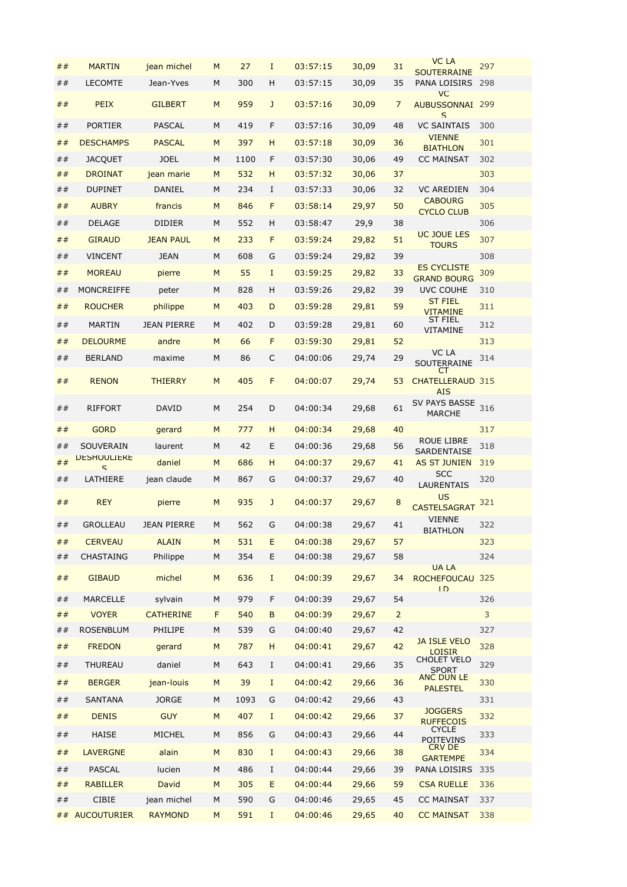| | | | | | | | | | | |
|---|---|---|---|---|---|---|---|---|---|---|
| ## | MARTIN | jean michel | M | 27 | I | 03:57:15 | 30,09 | 31 | VC LA SOUTERRAINE | 297 |
| ## | LECOMTE | Jean-Yves | M | 300 | H | 03:57:15 | 30,09 | 35 | PANA LOISIRS | 298 |
| ## | PEIX | GILBERT | M | 959 | J | 03:57:16 | 30,09 | 7 | VC AUBUSSONNAIS | 299 |
| ## | PORTIER | PASCAL | M | 419 | F | 03:57:16 | 30,09 | 48 | VC SAINTAIS | 300 |
| ## | DESCHAMPS | PASCAL | M | 397 | H | 03:57:18 | 30,09 | 36 | VIENNE BIATHLON | 301 |
| ## | JACQUET | JOEL | M | 1100 | F | 03:57:30 | 30,06 | 49 | CC MAINSAT | 302 |
| ## | DROINAT | jean marie | M | 532 | H | 03:57:32 | 30,06 | 37 | | 303 |
| ## | DUPINET | DANIEL | M | 234 | I | 03:57:33 | 30,06 | 32 | VC AREDIEN | 304 |
| ## | AUBRY | francis | M | 846 | F | 03:58:14 | 29,97 | 50 | CABOURG CYCLO CLUB | 305 |
| ## | DELAGE | DIDIER | M | 552 | H | 03:58:47 | 29,9 | 38 | | 306 |
| ## | GIRAUD | JEAN PAUL | M | 233 | F | 03:59:24 | 29,82 | 51 | UC JOUE LES TOURS | 307 |
| ## | VINCENT | JEAN | M | 608 | G | 03:59:24 | 29,82 | 39 | | 308 |
| ## | MOREAU | pierre | M | 55 | I | 03:59:25 | 29,82 | 33 | ES CYCLISTE GRAND BOURG | 309 |
| ## | MONCREIFFE | peter | M | 828 | H | 03:59:26 | 29,82 | 39 | UVC COUHE | 310 |
| ## | ROUCHER | philippe | M | 403 | D | 03:59:28 | 29,81 | 59 | ST FIEL VITAMINE | 311 |
| ## | MARTIN | JEAN PIERRE | M | 402 | D | 03:59:28 | 29,81 | 60 | ST FIEL VITAMINE | 312 |
| ## | DELOURME | andre | M | 66 | F | 03:59:30 | 29,81 | 52 | | 313 |
| ## | BERLAND | maxime | M | 86 | C | 04:00:06 | 29,74 | 29 | VC LA SOUTERRAINE | 314 |
| ## | RENON | THIERRY | M | 405 | F | 04:00:07 | 29,74 | 53 | CT CHATELLERAUDAIS | 315 |
| ## | RIFFORT | DAVID | M | 254 | D | 04:00:34 | 29,68 | 61 | SV PAYS BASSE MARCHE | 316 |
| ## | GORD | gerard | M | 777 | H | 04:00:34 | 29,68 | 40 | | 317 |
| ## | SOUVERAIN | laurent | M | 42 | E | 04:00:36 | 29,68 | 56 | ROUE LIBRE SARDENTAISE | 318 |
| ## | DESHOULIERES | daniel | M | 686 | H | 04:00:37 | 29,67 | 41 | AS ST JUNIEN | 319 |
| ## | LATHIERE | jean claude | M | 867 | G | 04:00:37 | 29,67 | 40 | SCC LAURENTAIS | 320 |
| ## | REY | pierre | M | 935 | J | 04:00:37 | 29,67 | 8 | US CASTELSAGRAT | 321 |
| ## | GROLLEAU | JEAN PIERRE | M | 562 | G | 04:00:38 | 29,67 | 41 | VIENNE BIATHLON | 322 |
| ## | CERVEAU | ALAIN | M | 531 | E | 04:00:38 | 29,67 | 57 | | 323 |
| ## | CHASTAING | Philippe | M | 354 | E | 04:00:38 | 29,67 | 58 | | 324 |
| ## | GIBAUD | michel | M | 636 | I | 04:00:39 | 29,67 | 34 | UA LA ROCHEFOUCAULD | 325 |
| ## | MARCELLE | sylvain | M | 979 | F | 04:00:39 | 29,67 | 54 | | 326 |
| ## | VOYER | CATHERINE | F | 540 | B | 04:00:39 | 29,67 | 2 | | 3 |
| ## | ROSENBLUM | PHILIPE | M | 539 | G | 04:00:40 | 29,67 | 42 | | 327 |
| ## | FREDON | gerard | M | 787 | H | 04:00:41 | 29,67 | 42 | JA ISLE VELO LOISIR | 328 |
| ## | THUREAU | daniel | M | 643 | I | 04:00:41 | 29,66 | 35 | CHOLET VELO SPORT | 329 |
| ## | BERGER | jean-louis | M | 39 | I | 04:00:42 | 29,66 | 36 | ANC DUN LE PALESTEL | 330 |
| ## | SANTANA | JORGE | M | 1093 | G | 04:00:42 | 29,66 | 43 | | 331 |
| ## | DENIS | GUY | M | 407 | I | 04:00:42 | 29,66 | 37 | JOGGERS RUFFECOIS | 332 |
| ## | HAISE | MICHEL | M | 856 | G | 04:00:43 | 29,66 | 44 | CYCLE POITEVINS | 333 |
| ## | LAVERGNE | alain | M | 830 | I | 04:00:43 | 29,66 | 38 | CRV DE GARTEMPE | 334 |
| ## | PASCAL | lucien | M | 486 | I | 04:00:44 | 29,66 | 39 | PANA LOISIRS | 335 |
| ## | RABILLER | David | M | 305 | E | 04:00:44 | 29,66 | 59 | CSA RUELLE | 336 |
| ## | CIBIE | jean michel | M | 590 | G | 04:00:46 | 29,65 | 45 | CC MAINSAT | 337 |
| ## | AUCOUTURIER | RAYMOND | M | 591 | I | 04:00:46 | 29,65 | 40 | CC MAINSAT | 338 |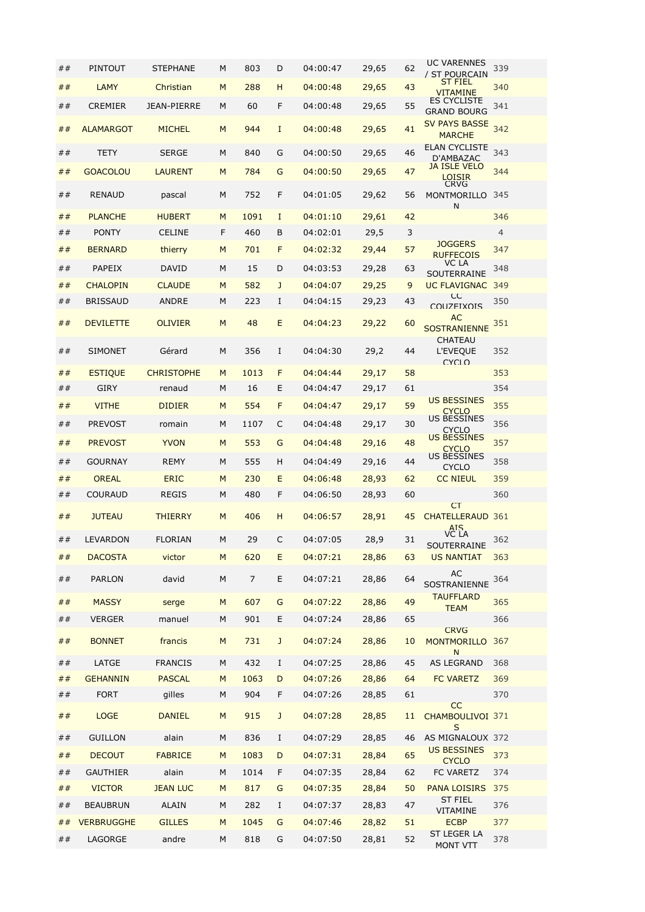| ## | PINTOUT | STEPHANE | M | 803 | D | 04:00:47 | 29,65 | 62 | UC VARENNES / ST POURCAIN | 339 |
|---|---|---|---|---|---|---|---|---|---|---|
| ## | LAMY | Christian | M | 288 | H | 04:00:48 | 29,65 | 43 | ST FIEL VITAMINE | 340 |
| ## | CREMIER | JEAN-PIERRE | M | 60 | F | 04:00:48 | 29,65 | 55 | ES CYCLISTE GRAND BOURG | 341 |
| ## | ALAMARGOT | MICHEL | M | 944 | I | 04:00:48 | 29,65 | 41 | SV PAYS BASSE MARCHE | 342 |
| ## | TETY | SERGE | M | 840 | G | 04:00:50 | 29,65 | 46 | ELAN CYCLISTE D'AMBAZAC | 343 |
| ## | GOACOLOU | LAURENT | M | 784 | G | 04:00:50 | 29,65 | 47 | JA ISLE VELO LOISIR | 344 |
| ## | RENAUD | pascal | M | 752 | F | 04:01:05 | 29,62 | 56 | CRVG MONTMORILLON | 345 |
| ## | PLANCHE | HUBERT | M | 1091 | I | 04:01:10 | 29,61 | 42 | | 346 |
| ## | PONTY | CELINE | F | 460 | B | 04:02:01 | 29,5 | 3 | | 4 |
| ## | BERNARD | thierry | M | 701 | F | 04:02:32 | 29,44 | 57 | JOGGERS RUFFECOIS | 347 |
| ## | PAPEIX | DAVID | M | 15 | D | 04:03:53 | 29,28 | 63 | VC LA SOUTERRAINE | 348 |
| ## | CHALOPIN | CLAUDE | M | 582 | J | 04:04:07 | 29,25 | 9 | UC FLAVIGNAC | 349 |
| ## | BRISSAUD | ANDRE | M | 223 | I | 04:04:15 | 29,23 | 43 | CC COUZEIXOIS | 350 |
| ## | DEVILETTE | OLIVIER | M | 48 | E | 04:04:23 | 29,22 | 60 | AC SOSTRANIENNE | 351 |
| ## | SIMONET | Gérard | M | 356 | I | 04:04:30 | 29,2 | 44 | CHATEAU L'EVEQUE CYCLO | 352 |
| ## | ESTIQUE | CHRISTOPHE | M | 1013 | F | 04:04:44 | 29,17 | 58 | | 353 |
| ## | GIRY | renaud | M | 16 | E | 04:04:47 | 29,17 | 61 | | 354 |
| ## | VITHE | DIDIER | M | 554 | F | 04:04:47 | 29,17 | 59 | US BESSINES CYCLO | 355 |
| ## | PREVOST | romain | M | 1107 | C | 04:04:48 | 29,17 | 30 | US BESSINES CYCLO | 356 |
| ## | PREVOST | YVON | M | 553 | G | 04:04:48 | 29,16 | 48 | US BESSINES CYCLO | 357 |
| ## | GOURNAY | REMY | M | 555 | H | 04:04:49 | 29,16 | 44 | US BESSINES CYCLO | 358 |
| ## | OREAL | ERIC | M | 230 | E | 04:06:48 | 28,93 | 62 | CC NIEUL | 359 |
| ## | COURAUD | REGIS | M | 480 | F | 04:06:50 | 28,93 | 60 | | 360 |
| ## | JUTEAU | THIERRY | M | 406 | H | 04:06:57 | 28,91 | 45 | CT CHATELLERAUDAIS | 361 |
| ## | LEVARDON | FLORIAN | M | 29 | C | 04:07:05 | 28,9 | 31 | VC LA SOUTERRAINE | 362 |
| ## | DACOSTA | victor | M | 620 | E | 04:07:21 | 28,86 | 63 | US NANTIAT | 363 |
| ## | PARLON | david | M | 7 | E | 04:07:21 | 28,86 | 64 | AC SOSTRANIENNE | 364 |
| ## | MASSY | serge | M | 607 | G | 04:07:22 | 28,86 | 49 | TAUFFLARD TEAM | 365 |
| ## | VERGER | manuel | M | 901 | E | 04:07:24 | 28,86 | 65 | | 366 |
| ## | BONNET | francis | M | 731 | J | 04:07:24 | 28,86 | 10 | CRVG MONTMORILLON | 367 |
| ## | LATGE | FRANCIS | M | 432 | I | 04:07:25 | 28,86 | 45 | AS LEGRAND | 368 |
| ## | GEHANNIN | PASCAL | M | 1063 | D | 04:07:26 | 28,86 | 64 | FC VARETZ | 369 |
| ## | FORT | gilles | M | 904 | F | 04:07:26 | 28,85 | 61 | | 370 |
| ## | LOGE | DANIEL | M | 915 | J | 04:07:28 | 28,85 | 11 | CC CHAMBOULIVOIS | 371 |
| ## | GUILLON | alain | M | 836 | I | 04:07:29 | 28,85 | 46 | AS MIGNALOUX | 372 |
| ## | DECOUT | FABRICE | M | 1083 | D | 04:07:31 | 28,84 | 65 | US BESSINES CYCLO | 373 |
| ## | GAUTHIER | alain | M | 1014 | F | 04:07:35 | 28,84 | 62 | FC VARETZ | 374 |
| ## | VICTOR | JEAN LUC | M | 817 | G | 04:07:35 | 28,84 | 50 | PANA LOISIRS | 375 |
| ## | BEAUBRUN | ALAIN | M | 282 | I | 04:07:37 | 28,83 | 47 | ST FIEL VITAMINE | 376 |
| ## | VERBRUGGHE | GILLES | M | 1045 | G | 04:07:46 | 28,82 | 51 | ECBP | 377 |
| ## | LAGORGE | andre | M | 818 | G | 04:07:50 | 28,81 | 52 | ST LEGER LA MONT VTT | 378 |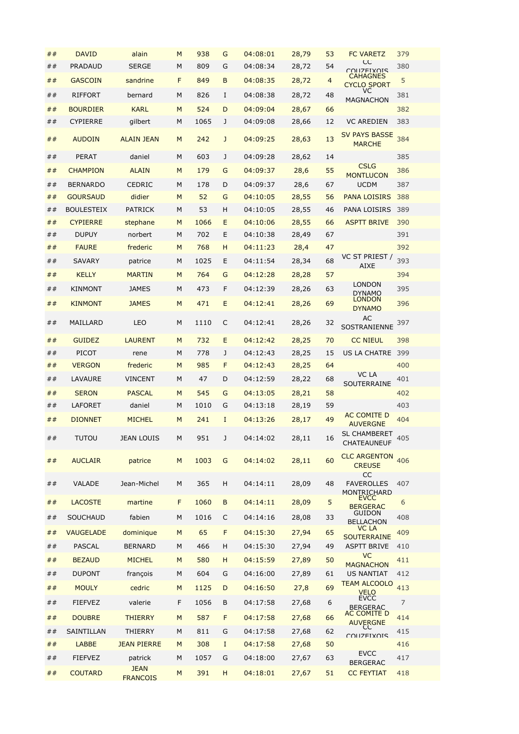| ## | DAVID | alain | M | 938 | G | 04:08:01 | 28,79 | 53 | FC VARETZ | 379 |
|---|---|---|---|---|---|---|---|---|---|---|
| ## | PRADAUD | SERGE | M | 809 | G | 04:08:34 | 28,72 | 54 | CC COUZEIXOIS | 380 |
| ## | GASCOIN | sandrine | F | 849 | B | 04:08:35 | 28,72 | 4 | CAHAGNES CYCLO SPORT | 5 |
| ## | RIFFORT | bernard | M | 826 | I | 04:08:38 | 28,72 | 48 | VC MAGNACHON | 381 |
| ## | BOURDIER | KARL | M | 524 | D | 04:09:04 | 28,67 | 66 | | 382 |
| ## | CYPIERRE | gilbert | M | 1065 | J | 04:09:08 | 28,66 | 12 | VC AREDIEN | 383 |
| ## | AUDOIN | ALAIN JEAN | M | 242 | J | 04:09:25 | 28,63 | 13 | SV PAYS BASSE MARCHE | 384 |
| ## | PERAT | daniel | M | 603 | J | 04:09:28 | 28,62 | 14 | | 385 |
| ## | CHAMPION | ALAIN | M | 179 | G | 04:09:37 | 28,6 | 55 | CSLG MONTLUCON | 386 |
| ## | BERNARDO | CEDRIC | M | 178 | D | 04:09:37 | 28,6 | 67 | UCDM | 387 |
| ## | GOURSAUD | didier | M | 52 | G | 04:10:05 | 28,55 | 56 | PANA LOISIRS | 388 |
| ## | BOULESTEIX | PATRICK | M | 53 | H | 04:10:05 | 28,55 | 46 | PANA LOISIRS | 389 |
| ## | CYPIERRE | stephane | M | 1066 | E | 04:10:06 | 28,55 | 66 | ASPTT BRIVE | 390 |
| ## | DUPUY | norbert | M | 702 | E | 04:10:38 | 28,49 | 67 | | 391 |
| ## | FAURE | frederic | M | 768 | H | 04:11:23 | 28,4 | 47 | | 392 |
| ## | SAVARY | patrice | M | 1025 | E | 04:11:54 | 28,34 | 68 | VC ST PRIEST / AIXE | 393 |
| ## | KELLY | MARTIN | M | 764 | G | 04:12:28 | 28,28 | 57 | | 394 |
| ## | KINMONT | JAMES | M | 473 | F | 04:12:39 | 28,26 | 63 | LONDON DYNAMO | 395 |
| ## | KINMONT | JAMES | M | 471 | E | 04:12:41 | 28,26 | 69 | LONDON DYNAMO | 396 |
| ## | MAILLARD | LEO | M | 1110 | C | 04:12:41 | 28,26 | 32 | AC SOSTRANIENNE | 397 |
| ## | GUIDEZ | LAURENT | M | 732 | E | 04:12:42 | 28,25 | 70 | CC NIEUL | 398 |
| ## | PICOT | rene | M | 778 | J | 04:12:43 | 28,25 | 15 | US LA CHATRE | 399 |
| ## | VERGON | frederic | M | 985 | F | 04:12:43 | 28,25 | 64 | | 400 |
| ## | LAVAURE | VINCENT | M | 47 | D | 04:12:59 | 28,22 | 68 | VC LA SOUTERRAINE | 401 |
| ## | SERON | PASCAL | M | 545 | G | 04:13:05 | 28,21 | 58 | | 402 |
| ## | LAFORET | daniel | M | 1010 | G | 04:13:18 | 28,19 | 59 | | 403 |
| ## | DIONNET | MICHEL | M | 241 | I | 04:13:26 | 28,17 | 49 | AC COMITE D AUVERGNE | 404 |
| ## | TUTOU | JEAN LOUIS | M | 951 | J | 04:14:02 | 28,11 | 16 | SL CHAMBERET CHATEAUNEUF | 405 |
| ## | AUCLAIR | patrice | M | 1003 | G | 04:14:02 | 28,11 | 60 | CLC ARGENTON CREUSE | 406 |
| ## | VALADE | Jean-Michel | M | 365 | H | 04:14:11 | 28,09 | 48 | CC FAVEROLLES MONTRICHARD | 407 |
| ## | LACOSTE | martine | F | 1060 | B | 04:14:11 | 28,09 | 5 | EVCC BERGERAC | 6 |
| ## | SOUCHAUD | fabien | M | 1016 | C | 04:14:16 | 28,08 | 33 | GUIDON BELLACHON | 408 |
| ## | VAUGELADE | dominique | M | 65 | F | 04:15:30 | 27,94 | 65 | VC LA SOUTERRAINE | 409 |
| ## | PASCAL | BERNARD | M | 466 | H | 04:15:30 | 27,94 | 49 | ASPTT BRIVE | 410 |
| ## | BEZAUD | MICHEL | M | 580 | H | 04:15:59 | 27,89 | 50 | VC MAGNACHON | 411 |
| ## | DUPONT | françois | M | 604 | G | 04:16:00 | 27,89 | 61 | US NANTIAT | 412 |
| ## | MOULY | cedric | M | 1125 | D | 04:16:50 | 27,8 | 69 | TEAM ALCOOLO VELO | 413 |
| ## | FIEFVEZ | valerie | F | 1056 | B | 04:17:58 | 27,68 | 6 | EVCC BERGERAC | 7 |
| ## | DOUBRE | THIERRY | M | 587 | F | 04:17:58 | 27,68 | 66 | AC COMITE D AUVERGNE | 414 |
| ## | SAINTILLAN | THIERRY | M | 811 | G | 04:17:58 | 27,68 | 62 | CC COUZEIXOIS | 415 |
| ## | LABBE | JEAN PIERRE | M | 308 | I | 04:17:58 | 27,68 | 50 | | 416 |
| ## | FIEFVEZ | patrick | M | 1057 | G | 04:18:00 | 27,67 | 63 | EVCC BERGERAC | 417 |
| ## | COUTARD | JEAN FRANCOIS | M | 391 | H | 04:18:01 | 27,67 | 51 | CC FEYTIAT | 418 |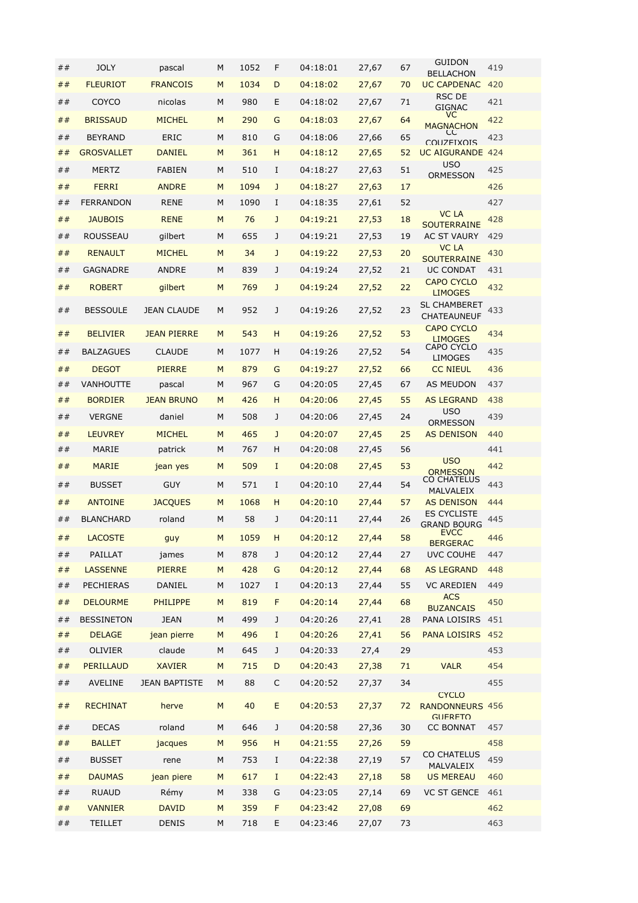| | | | | | | | | | | |
|---|---|---|---|---|---|---|---|---|---|---|
| ## | JOLY | pascal | M | 1052 | F | 04:18:01 | 27,67 | 67 | GUIDON BELLACHON | 419 |
| ## | FLEURIOT | FRANCOIS | M | 1034 | D | 04:18:02 | 27,67 | 70 | UC CAPDENAC | 420 |
| ## | COYCO | nicolas | M | 980 | E | 04:18:02 | 27,67 | 71 | RSC DE GIGNAC | 421 |
| ## | BRISSAUD | MICHEL | M | 290 | G | 04:18:03 | 27,67 | 64 | VC MAGNACHON | 422 |
| ## | BEYRAND | ERIC | M | 810 | G | 04:18:06 | 27,66 | 65 | CC COUZEIXOIS | 423 |
| ## | GROSVALLET | DANIEL | M | 361 | H | 04:18:12 | 27,65 | 52 | UC AIGURANDE | 424 |
| ## | MERTZ | FABIEN | M | 510 | I | 04:18:27 | 27,63 | 51 | USO ORMESSON | 425 |
| ## | FERRI | ANDRE | M | 1094 | J | 04:18:27 | 27,63 | 17 | | 426 |
| ## | FERRANDON | RENE | M | 1090 | I | 04:18:35 | 27,61 | 52 | | 427 |
| ## | JAUBOIS | RENE | M | 76 | J | 04:19:21 | 27,53 | 18 | VC LA SOUTERRAINE | 428 |
| ## | ROUSSEAU | gilbert | M | 655 | J | 04:19:21 | 27,53 | 19 | AC ST VAURY | 429 |
| ## | RENAULT | MICHEL | M | 34 | J | 04:19:22 | 27,53 | 20 | VC LA SOUTERRAINE | 430 |
| ## | GAGNADRE | ANDRE | M | 839 | J | 04:19:24 | 27,52 | 21 | UC CONDAT | 431 |
| ## | ROBERT | gilbert | M | 769 | J | 04:19:24 | 27,52 | 22 | CAPO CYCLO LIMOGES | 432 |
| ## | BESSOULE | JEAN CLAUDE | M | 952 | J | 04:19:26 | 27,52 | 23 | SL CHAMBERET CHATEAUNEUF | 433 |
| ## | BELIVIER | JEAN PIERRE | M | 543 | H | 04:19:26 | 27,52 | 53 | CAPO CYCLO LIMOGES | 434 |
| ## | BALZAGUES | CLAUDE | M | 1077 | H | 04:19:26 | 27,52 | 54 | CAPO CYCLO LIMOGES | 435 |
| ## | DEGOT | PIERRE | M | 879 | G | 04:19:27 | 27,52 | 66 | CC NIEUL | 436 |
| ## | VANHOUTTE | pascal | M | 967 | G | 04:20:05 | 27,45 | 67 | AS MEUDON | 437 |
| ## | BORDIER | JEAN BRUNO | M | 426 | H | 04:20:06 | 27,45 | 55 | AS LEGRAND | 438 |
| ## | VERGNE | daniel | M | 508 | J | 04:20:06 | 27,45 | 24 | USO ORMESSON | 439 |
| ## | LEUVREY | MICHEL | M | 465 | J | 04:20:07 | 27,45 | 25 | AS DENISON | 440 |
| ## | MARIE | patrick | M | 767 | H | 04:20:08 | 27,45 | 56 | | 441 |
| ## | MARIE | jean yes | M | 509 | I | 04:20:08 | 27,45 | 53 | USO ORMESSON | 442 |
| ## | BUSSET | GUY | M | 571 | I | 04:20:10 | 27,44 | 54 | CO CHATELUS MALVALEIX | 443 |
| ## | ANTOINE | JACQUES | M | 1068 | H | 04:20:10 | 27,44 | 57 | AS DENISON | 444 |
| ## | BLANCHARD | roland | M | 58 | J | 04:20:11 | 27,44 | 26 | ES CYCLISTE GRAND BOURG | 445 |
| ## | LACOSTE | guy | M | 1059 | H | 04:20:12 | 27,44 | 58 | EVCC BERGERAC | 446 |
| ## | PAILLAT | james | M | 878 | J | 04:20:12 | 27,44 | 27 | UVC COUHE | 447 |
| ## | LASSENNE | PIERRE | M | 428 | G | 04:20:12 | 27,44 | 68 | AS LEGRAND | 448 |
| ## | PECHIERAS | DANIEL | M | 1027 | I | 04:20:13 | 27,44 | 55 | VC AREDIEN | 449 |
| ## | DELOURME | PHILIPPE | M | 819 | F | 04:20:14 | 27,44 | 68 | ACS BUZANCAIS | 450 |
| ## | BESSINETON | JEAN | M | 499 | J | 04:20:26 | 27,41 | 28 | PANA LOISIRS | 451 |
| ## | DELAGE | jean pierre | M | 496 | I | 04:20:26 | 27,41 | 56 | PANA LOISIRS | 452 |
| ## | OLIVIER | claude | M | 645 | J | 04:20:33 | 27,4 | 29 | | 453 |
| ## | PERILLAUD | XAVIER | M | 715 | D | 04:20:43 | 27,38 | 71 | VALR | 454 |
| ## | AVELINE | JEAN BAPTISTE | M | 88 | C | 04:20:52 | 27,37 | 34 | | 455 |
| ## | RECHINAT | herve | M | 40 | E | 04:20:53 | 27,37 | 72 | CYCLO RANDONNEURS GUERETO | 456 |
| ## | DECAS | roland | M | 646 | J | 04:20:58 | 27,36 | 30 | CC BONNAT | 457 |
| ## | BALLET | jacques | M | 956 | H | 04:21:55 | 27,26 | 59 | | 458 |
| ## | BUSSET | rene | M | 753 | I | 04:22:38 | 27,19 | 57 | CO CHATELUS MALVALEIX | 459 |
| ## | DAUMAS | jean piere | M | 617 | I | 04:22:43 | 27,18 | 58 | US MEREAU | 460 |
| ## | RUAUD | Rémy | M | 338 | G | 04:23:05 | 27,14 | 69 | VC ST GENCE | 461 |
| ## | VANNIER | DAVID | M | 359 | F | 04:23:42 | 27,08 | 69 | | 462 |
| ## | TEILLET | DENIS | M | 718 | E | 04:23:46 | 27,07 | 73 | | 463 |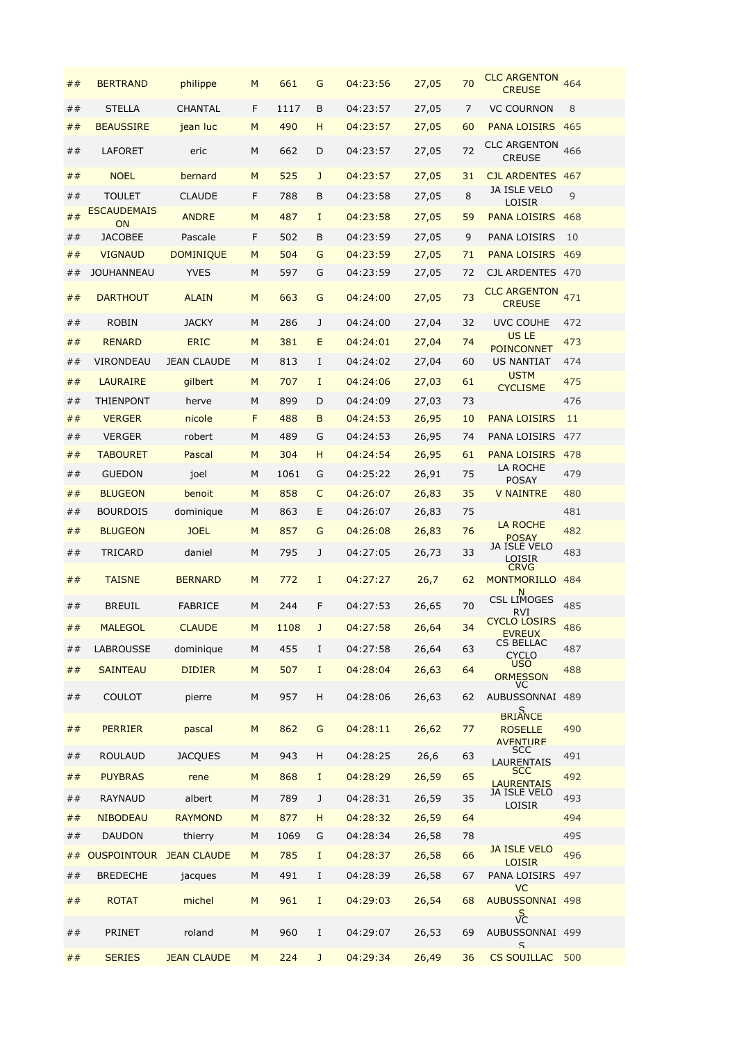| ## | BERTRAND | philippe | M | 661 | G | 04:23:56 | 27,05 | 70 | CLC ARGENTON CREUSE | 464 |
|---|---|---|---|---|---|---|---|---|---|---|
| ## | STELLA | CHANTAL | F | 1117 | B | 04:23:57 | 27,05 | 7 | VC COURNON | 8 |
| ## | BEAUSSIRE | jean luc | M | 490 | H | 04:23:57 | 27,05 | 60 | PANA LOISIRS | 465 |
| ## | LAFORET | eric | M | 662 | D | 04:23:57 | 27,05 | 72 | CLC ARGENTON CREUSE | 466 |
| ## | NOEL | bernard | M | 525 | J | 04:23:57 | 27,05 | 31 | CJL ARDENTES | 467 |
| ## | TOULET | CLAUDE | F | 788 | B | 04:23:58 | 27,05 | 8 | JA ISLE VELO LOISIR | 9 |
| ## | ESCAUDEMAISON | ANDRE | M | 487 | I | 04:23:58 | 27,05 | 59 | PANA LOISIRS | 468 |
| ## | JACOBEE | Pascale | F | 502 | B | 04:23:59 | 27,05 | 9 | PANA LOISIRS | 10 |
| ## | VIGNAUD | DOMINIQUE | M | 504 | G | 04:23:59 | 27,05 | 71 | PANA LOISIRS | 469 |
| ## | JOUHANNEAU | YVES | M | 597 | G | 04:23:59 | 27,05 | 72 | CJL ARDENTES | 470 |
| ## | DARTHOUT | ALAIN | M | 663 | G | 04:24:00 | 27,05 | 73 | CLC ARGENTON CREUSE | 471 |
| ## | ROBIN | JACKY | M | 286 | J | 04:24:00 | 27,04 | 32 | UVC COUHE | 472 |
| ## | RENARD | ERIC | M | 381 | E | 04:24:01 | 27,04 | 74 | US LE POINCONNET | 473 |
| ## | VIRONDEAU | JEAN CLAUDE | M | 813 | I | 04:24:02 | 27,04 | 60 | US NANTIAT | 474 |
| ## | LAURAIRE | gilbert | M | 707 | I | 04:24:06 | 27,03 | 61 | USTM CYCLISME | 475 |
| ## | THIENPONT | herve | M | 899 | D | 04:24:09 | 27,03 | 73 | | 476 |
| ## | VERGER | nicole | F | 488 | B | 04:24:53 | 26,95 | 10 | PANA LOISIRS | 11 |
| ## | VERGER | robert | M | 489 | G | 04:24:53 | 26,95 | 74 | PANA LOISIRS | 477 |
| ## | TABOURET | Pascal | M | 304 | H | 04:24:54 | 26,95 | 61 | PANA LOISIRS | 478 |
| ## | GUEDON | joel | M | 1061 | G | 04:25:22 | 26,91 | 75 | LA ROCHE POSAY | 479 |
| ## | BLUGEON | benoit | M | 858 | C | 04:26:07 | 26,83 | 35 | V NAINTRE | 480 |
| ## | BOURDOIS | dominique | M | 863 | E | 04:26:07 | 26,83 | 75 | | 481 |
| ## | BLUGEON | JOEL | M | 857 | G | 04:26:08 | 26,83 | 76 | LA ROCHE POSAY | 482 |
| ## | TRICARD | daniel | M | 795 | J | 04:27:05 | 26,73 | 33 | JA ISLE VELO LOISIR | 483 |
| ## | TAISNE | BERNARD | M | 772 | I | 04:27:27 | 26,7 | 62 | CRVG MONTMORILLON | 484 |
| ## | BREUIL | FABRICE | M | 244 | F | 04:27:53 | 26,65 | 70 | CSL LIMOGES RVI | 485 |
| ## | MALEGOL | CLAUDE | M | 1108 | J | 04:27:58 | 26,64 | 34 | CYCLO LOSIRS EVREUX | 486 |
| ## | LABROUSSE | dominique | M | 455 | I | 04:27:58 | 26,64 | 63 | CS BELLAC CYCLO | 487 |
| ## | SAINTEAU | DIDIER | M | 507 | I | 04:28:04 | 26,63 | 64 | USO ORMESSON | 488 |
| ## | COULOT | pierre | M | 957 | H | 04:28:06 | 26,63 | 62 | VC AUBUSSONNAIS | 489 |
| ## | PERRIER | pascal | M | 862 | G | 04:28:11 | 26,62 | 77 | BRIANCE ROSELLE AVENTURE | 490 |
| ## | ROULAUD | JACQUES | M | 943 | H | 04:28:25 | 26,6 | 63 | SCC LAURENTAIS | 491 |
| ## | PUYBRAS | rene | M | 868 | I | 04:28:29 | 26,59 | 65 | SCC LAURENTAIS | 492 |
| ## | RAYNAUD | albert | M | 789 | J | 04:28:31 | 26,59 | 35 | JA ISLE VELO LOISIR | 493 |
| ## | NIBODEAU | RAYMOND | M | 877 | H | 04:28:32 | 26,59 | 64 | | 494 |
| ## | DAUDON | thierry | M | 1069 | G | 04:28:34 | 26,58 | 78 | | 495 |
| ## | OUSPOINTOUR | JEAN CLAUDE | M | 785 | I | 04:28:37 | 26,58 | 66 | JA ISLE VELO LOISIR | 496 |
| ## | BREDECHE | jacques | M | 491 | I | 04:28:39 | 26,58 | 67 | PANA LOISIRS | 497 |
| ## | ROTAT | michel | M | 961 | I | 04:29:03 | 26,54 | 68 | VC AUBUSSONNAIS | 498 |
| ## | PRINET | roland | M | 960 | I | 04:29:07 | 26,53 | 69 | VC AUBUSSONNAIS | 499 |
| ## | SERIES | JEAN CLAUDE | M | 224 | J | 04:29:34 | 26,49 | 36 | CS SOUILLAC | 500 |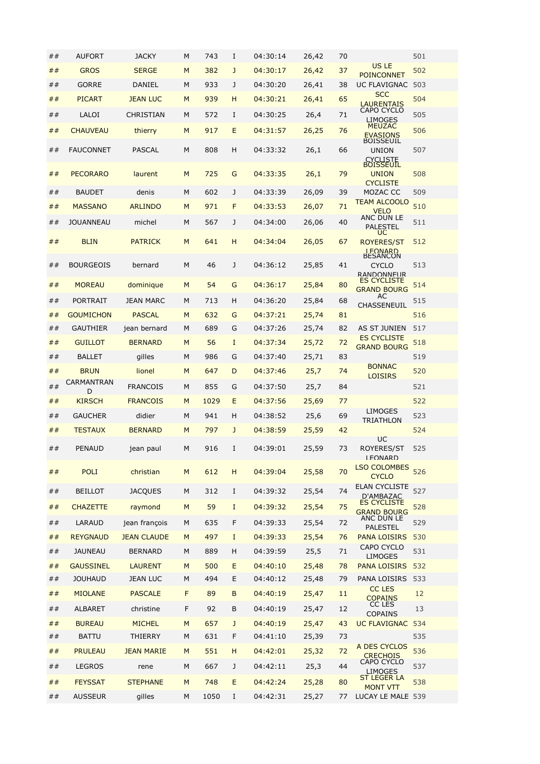| ## | AUFORT | JACKY | M | 743 | I | 04:30:14 | 26,42 | 70 | | 501 |
|---|---|---|---|---|---|---|---|---|---|---|
| ## | GROS | SERGE | M | 382 | J | 04:30:17 | 26,42 | 37 | US LE POINCONNET | 502 |
| ## | GORRE | DANIEL | M | 933 | J | 04:30:20 | 26,41 | 38 | UC FLAVIGNAC | 503 |
| ## | PICART | JEAN LUC | M | 939 | H | 04:30:21 | 26,41 | 65 | SCC LAURENTAIS | 504 |
| ## | LALOI | CHRISTIAN | M | 572 | I | 04:30:25 | 26,4 | 71 | CAPO CYCLO LIMOGES | 505 |
| ## | CHAUVEAU | thierry | M | 917 | E | 04:31:57 | 26,25 | 76 | MEUZAC EVASIONS | 506 |
| ## | FAUCONNET | PASCAL | M | 808 | H | 04:33:32 | 26,1 | 66 | BOISSEUIL UNION CYCLISTE | 507 |
| ## | PECORARO | laurent | M | 725 | G | 04:33:35 | 26,1 | 79 | BOISSEUIL UNION CYCLISTE | 508 |
| ## | BAUDET | denis | M | 602 | J | 04:33:39 | 26,09 | 39 | MOZAC CC | 509 |
| ## | MASSANO | ARLINDO | M | 971 | F | 04:33:53 | 26,07 | 71 | TEAM ALCOOLO VELO | 510 |
| ## | JOUANNEAU | michel | M | 567 | J | 04:34:00 | 26,06 | 40 | ANC DUN LE PALESTEL | 511 |
| ## | BLIN | PATRICK | M | 641 | H | 04:34:04 | 26,05 | 67 | UC ROYERES/ST LEONARD | 512 |
| ## | BOURGEOIS | bernard | M | 46 | J | 04:36:12 | 25,85 | 41 | BESANCON CYCLO RANDONNEUR | 513 |
| ## | MOREAU | dominique | M | 54 | G | 04:36:17 | 25,84 | 80 | ES CYCLISTE GRAND BOURG | 514 |
| ## | PORTRAIT | JEAN MARC | M | 713 | H | 04:36:20 | 25,84 | 68 | AC CHASSENEUIL | 515 |
| ## | GOUMICHON | PASCAL | M | 632 | G | 04:37:21 | 25,74 | 81 | | 516 |
| ## | GAUTHIER | jean bernard | M | 689 | G | 04:37:26 | 25,74 | 82 | AS ST JUNIEN | 517 |
| ## | GUILLOT | BERNARD | M | 56 | I | 04:37:34 | 25,72 | 72 | ES CYCLISTE GRAND BOURG | 518 |
| ## | BALLET | gilles | M | 986 | G | 04:37:40 | 25,71 | 83 | | 519 |
| ## | BRUN | lionel | M | 647 | D | 04:37:46 | 25,7 | 74 | BONNAC LOISIRS | 520 |
| ## | CARMANTRAND | FRANCOIS | M | 855 | G | 04:37:50 | 25,7 | 84 | | 521 |
| ## | KIRSCH | FRANCOIS | M | 1029 | E | 04:37:56 | 25,69 | 77 | | 522 |
| ## | GAUCHER | didier | M | 941 | H | 04:38:52 | 25,6 | 69 | LIMOGES TRIATHLON | 523 |
| ## | TESTAUX | BERNARD | M | 797 | J | 04:38:59 | 25,59 | 42 | | 524 |
| ## | PENAUD | jean paul | M | 916 | I | 04:39:01 | 25,59 | 73 | UC ROYERES/ST LEONARD | 525 |
| ## | POLI | christian | M | 612 | H | 04:39:04 | 25,58 | 70 | LSO COLOMBES CYCLO | 526 |
| ## | BEILLOT | JACQUES | M | 312 | I | 04:39:32 | 25,54 | 74 | ELAN CYCLISTE D'AMBAZAC | 527 |
| ## | CHAZETTE | raymond | M | 59 | I | 04:39:32 | 25,54 | 75 | ES CYCLISTE GRAND BOURG | 528 |
| ## | LARAUD | jean françois | M | 635 | F | 04:39:33 | 25,54 | 72 | ANC DUN LE PALESTEL | 529 |
| ## | REYGNAUD | JEAN CLAUDE | M | 497 | I | 04:39:33 | 25,54 | 76 | PANA LOISIRS | 530 |
| ## | JAUNEAU | BERNARD | M | 889 | H | 04:39:59 | 25,5 | 71 | CAPO CYCLO LIMOGES | 531 |
| ## | GAUSSINEL | LAURENT | M | 500 | E | 04:40:10 | 25,48 | 78 | PANA LOISIRS | 532 |
| ## | JOUHAUD | JEAN LUC | M | 494 | E | 04:40:12 | 25,48 | 79 | PANA LOISIRS | 533 |
| ## | MIOLANE | PASCALE | F | 89 | B | 04:40:19 | 25,47 | 11 | CC LES COPAINS | 12 |
| ## | ALBARET | christine | F | 92 | B | 04:40:19 | 25,47 | 12 | CC LES COPAINS | 13 |
| ## | BUREAU | MICHEL | M | 657 | J | 04:40:19 | 25,47 | 43 | UC FLAVIGNAC | 534 |
| ## | BATTU | THIERRY | M | 631 | F | 04:41:10 | 25,39 | 73 | | 535 |
| ## | PRULEAU | JEAN MARIE | M | 551 | H | 04:42:01 | 25,32 | 72 | A DES CYCLOS CRECHOIS | 536 |
| ## | LEGROS | rene | M | 667 | J | 04:42:11 | 25,3 | 44 | CAPO CYCLO LIMOGES | 537 |
| ## | FEYSSAT | STEPHANE | M | 748 | E | 04:42:24 | 25,28 | 80 | ST LEGER LA MONT VTT | 538 |
| ## | AUSSEUR | gilles | M | 1050 | I | 04:42:31 | 25,27 | 77 | LUCAY LE MALE | 539 |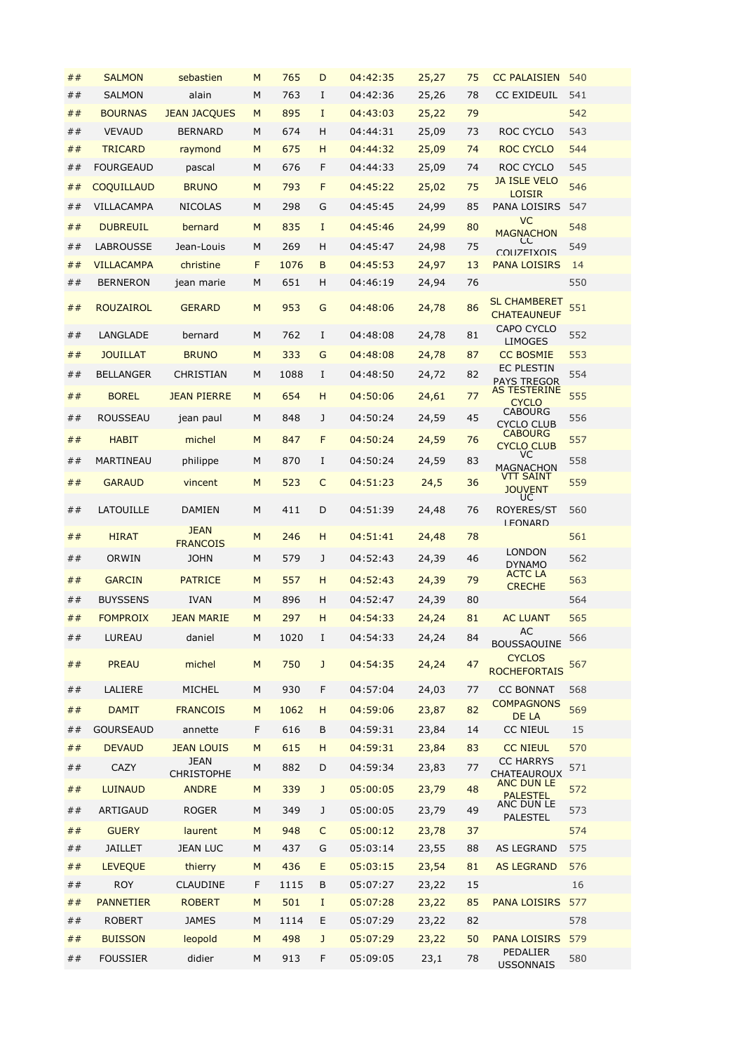| ## | SALMON | sebastien | M | 765 | D | 04:42:35 | 25,27 | 75 | CC PALAISIEN | 540 |
|---|---|---|---|---|---|---|---|---|---|---|
| ## | SALMON | alain | M | 763 | I | 04:42:36 | 25,26 | 78 | CC EXIDEUIL | 541 |
| ## | BOURNAS | JEAN JACQUES | M | 895 | I | 04:43:03 | 25,22 | 79 | | 542 |
| ## | VEVAUD | BERNARD | M | 674 | H | 04:44:31 | 25,09 | 73 | ROC CYCLO | 543 |
| ## | TRICARD | raymond | M | 675 | H | 04:44:32 | 25,09 | 74 | ROC CYCLO | 544 |
| ## | FOURGEAUD | pascal | M | 676 | F | 04:44:33 | 25,09 | 74 | ROC CYCLO | 545 |
| ## | COQUILLAUD | BRUNO | M | 793 | F | 04:45:22 | 25,02 | 75 | JA ISLE VELO LOISIR | 546 |
| ## | VILLACAMPA | NICOLAS | M | 298 | G | 04:45:45 | 24,99 | 85 | PANA LOISIRS | 547 |
| ## | DUBREUIL | bernard | M | 835 | I | 04:45:46 | 24,99 | 80 | VC MAGNACHON | 548 |
| ## | LABROUSSE | Jean-Louis | M | 269 | H | 04:45:47 | 24,98 | 75 | CC COUZEIXOIS | 549 |
| ## | VILLACAMPA | christine | F | 1076 | B | 04:45:53 | 24,97 | 13 | PANA LOISIRS | 14 |
| ## | BERNERON | jean marie | M | 651 | H | 04:46:19 | 24,94 | 76 | | 550 |
| ## | ROUZAIROL | GERARD | M | 953 | G | 04:48:06 | 24,78 | 86 | SL CHAMBERET CHATEAUNEUF | 551 |
| ## | LANGLADE | bernard | M | 762 | I | 04:48:08 | 24,78 | 81 | CAPO CYCLO LIMOGES | 552 |
| ## | JOUILLAT | BRUNO | M | 333 | G | 04:48:08 | 24,78 | 87 | CC BOSMIE | 553 |
| ## | BELLANGER | CHRISTIAN | M | 1088 | I | 04:48:50 | 24,72 | 82 | EC PLESTIN PAYS TREGOR | 554 |
| ## | BOREL | JEAN PIERRE | M | 654 | H | 04:50:06 | 24,61 | 77 | AS TESTERINE CYCLO | 555 |
| ## | ROUSSEAU | jean paul | M | 848 | J | 04:50:24 | 24,59 | 45 | CABOURG CYCLO CLUB | 556 |
| ## | HABIT | michel | M | 847 | F | 04:50:24 | 24,59 | 76 | CABOURG CYCLO CLUB | 557 |
| ## | MARTINEAU | philippe | M | 870 | I | 04:50:24 | 24,59 | 83 | VC MAGNACHON | 558 |
| ## | GARAUD | vincent | M | 523 | C | 04:51:23 | 24,5 | 36 | VTT SAINT JOUVENT | 559 |
| ## | LATOUILLE | DAMIEN | M | 411 | D | 04:51:39 | 24,48 | 76 | UC ROYERES/ST LEONARD | 560 |
| ## | HIRAT | JEAN FRANCOIS | M | 246 | H | 04:51:41 | 24,48 | 78 | | 561 |
| ## | ORWIN | JOHN | M | 579 | J | 04:52:43 | 24,39 | 46 | LONDON DYNAMO | 562 |
| ## | GARCIN | PATRICE | M | 557 | H | 04:52:43 | 24,39 | 79 | ACTC LA CRECHE | 563 |
| ## | BUYSSENS | IVAN | M | 896 | H | 04:52:47 | 24,39 | 80 | | 564 |
| ## | FOMPROIX | JEAN MARIE | M | 297 | H | 04:54:33 | 24,24 | 81 | AC LUANT | 565 |
| ## | LUREAU | daniel | M | 1020 | I | 04:54:33 | 24,24 | 84 | AC BOUSSAQUINE | 566 |
| ## | PREAU | michel | M | 750 | J | 04:54:35 | 24,24 | 47 | CYCLOS ROCHEFORTAIS | 567 |
| ## | LALIERE | MICHEL | M | 930 | F | 04:57:04 | 24,03 | 77 | CC BONNAT | 568 |
| ## | DAMIT | FRANCOIS | M | 1062 | H | 04:59:06 | 23,87 | 82 | COMPAGNONS DE LA | 569 |
| ## | GOURSEAUD | annette | F | 616 | B | 04:59:31 | 23,84 | 14 | CC NIEUL | 15 |
| ## | DEVAUD | JEAN LOUIS | M | 615 | H | 04:59:31 | 23,84 | 83 | CC NIEUL | 570 |
| ## | CAZY | JEAN CHRISTOPHE | M | 882 | D | 04:59:34 | 23,83 | 77 | CC HARRYS CHATEAUROUX | 571 |
| ## | LUINAUD | ANDRE | M | 339 | J | 05:00:05 | 23,79 | 48 | ANC DUN LE PALESTEL | 572 |
| ## | ARTIGAUD | ROGER | M | 349 | J | 05:00:05 | 23,79 | 49 | ANC DUN LE PALESTEL | 573 |
| ## | GUERY | laurent | M | 948 | C | 05:00:12 | 23,78 | 37 | | 574 |
| ## | JAILLET | JEAN LUC | M | 437 | G | 05:03:14 | 23,55 | 88 | AS LEGRAND | 575 |
| ## | LEVEQUE | thierry | M | 436 | E | 05:03:15 | 23,54 | 81 | AS LEGRAND | 576 |
| ## | ROY | CLAUDINE | F | 1115 | B | 05:07:27 | 23,22 | 15 | | 16 |
| ## | PANNETIER | ROBERT | M | 501 | I | 05:07:28 | 23,22 | 85 | PANA LOISIRS | 577 |
| ## | ROBERT | JAMES | M | 1114 | E | 05:07:29 | 23,22 | 82 | | 578 |
| ## | BUISSON | leopold | M | 498 | J | 05:07:29 | 23,22 | 50 | PANA LOISIRS | 579 |
| ## | FOUSSIER | didier | M | 913 | F | 05:09:05 | 23,1 | 78 | PEDALIER USSONNAIS | 580 |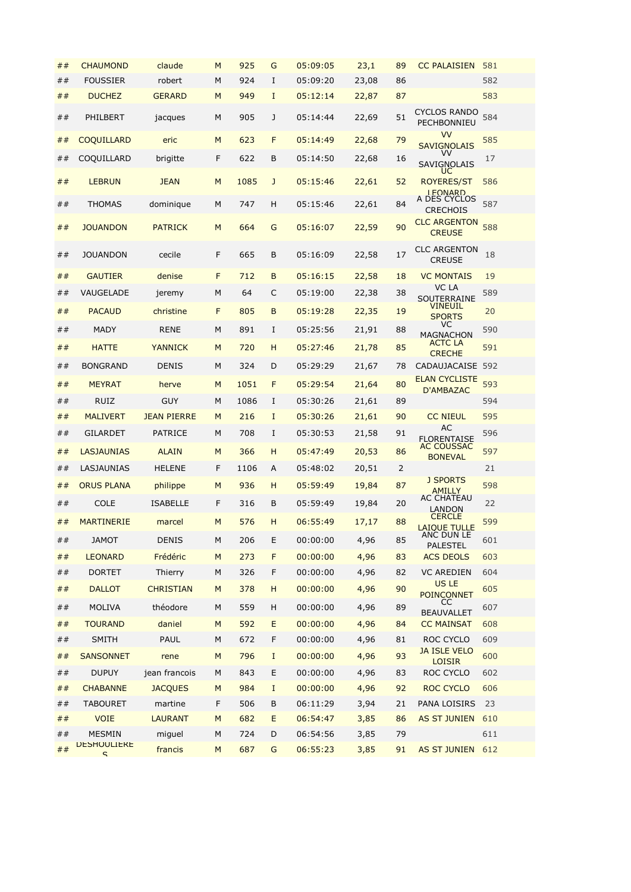| | | | | | | | | | | |
|---|---|---|---|---|---|---|---|---|---|---|
| ## | CHAUMOND | claude | M | 925 | G | 05:09:05 | 23,1 | 89 | CC PALAISIEN | 581 |
| ## | FOUSSIER | robert | M | 924 | I | 05:09:20 | 23,08 | 86 | | 582 |
| ## | DUCHEZ | GERARD | M | 949 | I | 05:12:14 | 22,87 | 87 | | 583 |
| ## | PHILBERT | jacques | M | 905 | J | 05:14:44 | 22,69 | 51 | CYCLOS RANDO PECHBONNIEU | 584 |
| ## | COQUILLARD | eric | M | 623 | F | 05:14:49 | 22,68 | 79 | VV SAVIGNOLAIS | 585 |
| ## | COQUILLARD | brigitte | F | 622 | B | 05:14:50 | 22,68 | 16 | VV SAVIGNOLAIS | 17 |
| ## | LEBRUN | JEAN | M | 1085 | J | 05:15:46 | 22,61 | 52 | UC ROYERES/ST LEONARD | 586 |
| ## | THOMAS | dominique | M | 747 | H | 05:15:46 | 22,61 | 84 | A DES CYCLOS CRECHOIS | 587 |
| ## | JOUANDON | PATRICK | M | 664 | G | 05:16:07 | 22,59 | 90 | CLC ARGENTON CREUSE | 588 |
| ## | JOUANDON | cecile | F | 665 | B | 05:16:09 | 22,58 | 17 | CLC ARGENTON CREUSE | 18 |
| ## | GAUTIER | denise | F | 712 | B | 05:16:15 | 22,58 | 18 | VC MONTAIS | 19 |
| ## | VAUGELADE | jeremy | M | 64 | C | 05:19:00 | 22,38 | 38 | VC LA SOUTERRAINE | 589 |
| ## | PACAUD | christine | F | 805 | B | 05:19:28 | 22,35 | 19 | VINEUIL SPORTS | 20 |
| ## | MADY | RENE | M | 891 | I | 05:25:56 | 21,91 | 88 | VC MAGNACHON | 590 |
| ## | HATTE | YANNICK | M | 720 | H | 05:27:46 | 21,78 | 85 | ACTC LA CRECHE | 591 |
| ## | BONGRAND | DENIS | M | 324 | D | 05:29:29 | 21,67 | 78 | CADAUJACAISE | 592 |
| ## | MEYRAT | herve | M | 1051 | F | 05:29:54 | 21,64 | 80 | ELAN CYCLISTE D'AMBAZAC | 593 |
| ## | RUIZ | GUY | M | 1086 | I | 05:30:26 | 21,61 | 89 | | 594 |
| ## | MALIVERT | JEAN PIERRE | M | 216 | I | 05:30:26 | 21,61 | 90 | CC NIEUL | 595 |
| ## | GILARDET | PATRICE | M | 708 | I | 05:30:53 | 21,58 | 91 | AC FLORENTAISE | 596 |
| ## | LASJAUNIAS | ALAIN | M | 366 | H | 05:47:49 | 20,53 | 86 | AC COUSSAC BONEVAL | 597 |
| ## | LASJAUNIAS | HELENE | F | 1106 | A | 05:48:02 | 20,51 | 2 | | 21 |
| ## | ORUS PLANA | philippe | M | 936 | H | 05:59:49 | 19,84 | 87 | J SPORTS AMILLY | 598 |
| ## | COLE | ISABELLE | F | 316 | B | 05:59:49 | 19,84 | 20 | AC CHATEAU LANDON | 22 |
| ## | MARTINERIE | marcel | M | 576 | H | 06:55:49 | 17,17 | 88 | CERCLE LAIQUE TULLE | 599 |
| ## | JAMOT | DENIS | M | 206 | E | 00:00:00 | 4,96 | 85 | ANC DUN LE PALESTEL | 601 |
| ## | LEONARD | Frédéric | M | 273 | F | 00:00:00 | 4,96 | 83 | ACS DEOLS | 603 |
| ## | DORTET | Thierry | M | 326 | F | 00:00:00 | 4,96 | 82 | VC AREDIEN | 604 |
| ## | DALLOT | CHRISTIAN | M | 378 | H | 00:00:00 | 4,96 | 90 | US LE POINCONNET | 605 |
| ## | MOLIVA | théodore | M | 559 | H | 00:00:00 | 4,96 | 89 | CC BEAUVALLET | 607 |
| ## | TOURAND | daniel | M | 592 | E | 00:00:00 | 4,96 | 84 | CC MAINSAT | 608 |
| ## | SMITH | PAUL | M | 672 | F | 00:00:00 | 4,96 | 81 | ROC CYCLO | 609 |
| ## | SANSONNET | rene | M | 796 | I | 00:00:00 | 4,96 | 93 | JA ISLE VELO LOISIR | 600 |
| ## | DUPUY | jean francois | M | 843 | E | 00:00:00 | 4,96 | 83 | ROC CYCLO | 602 |
| ## | CHABANNE | JACQUES | M | 984 | I | 00:00:00 | 4,96 | 92 | ROC CYCLO | 606 |
| ## | TABOURET | martine | F | 506 | B | 06:11:29 | 3,94 | 21 | PANA LOISIRS | 23 |
| ## | VOIE | LAURANT | M | 682 | E | 06:54:47 | 3,85 | 86 | AS ST JUNIEN | 610 |
| ## | MESMIN | miguel | M | 724 | D | 06:54:56 | 3,85 | 79 | | 611 |
| ## | DESHOULIERES | francis | M | 687 | G | 06:55:23 | 3,85 | 91 | AS ST JUNIEN | 612 |